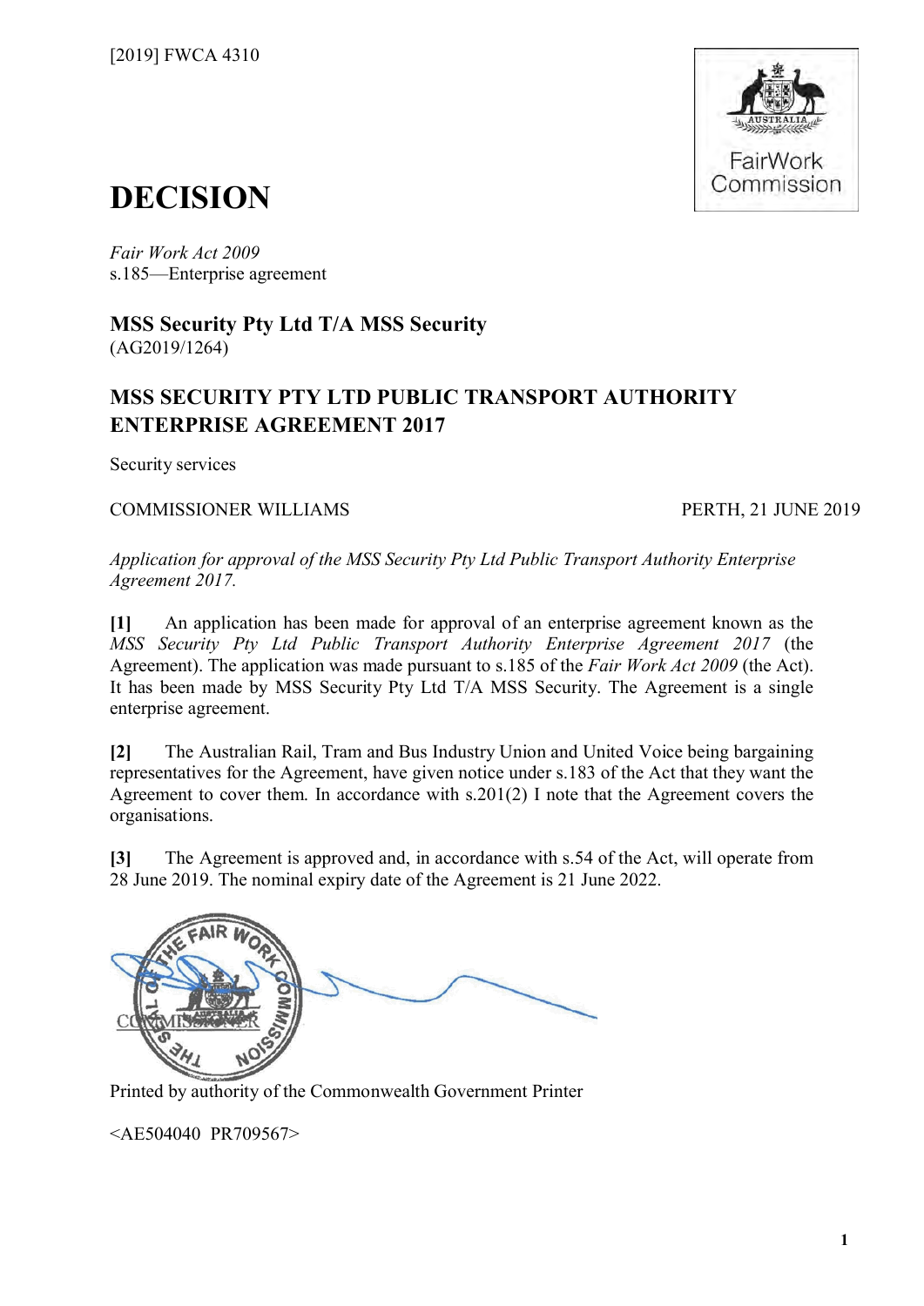[2019] FWCA 4310

# DECISION

*Fair Work Act 2009*
s.185—Enterprise agreement

**MSS Security Pty Ltd T/A MSS Security**
(AG2019/1264)

## MSS SECURITY PTY LTD PUBLIC TRANSPORT AUTHORITY ENTERPRISE AGREEMENT 2017

Security services

COMMISSIONER WILLIAMS PERTH, 21 JUNE 2019

*Application for approval of the MSS Security Pty Ltd Public Transport Authority Enterprise Agreement 2017.*

**[1]** An application has been made for approval of an enterprise agreement known as the *MSS Security Pty Ltd Public Transport Authority Enterprise Agreement 2017* (the Agreement). The application was made pursuant to s.185 of the *Fair Work Act 2009* (the Act). It has been made by MSS Security Pty Ltd T/A MSS Security. The Agreement is a single enterprise agreement.

**[2]** The Australian Rail, Tram and Bus Industry Union and United Voice being bargaining representatives for the Agreement, have given notice under s.183 of the Act that they want the Agreement to cover them. In accordance with s.201(2) I note that the Agreement covers the organisations.

**[3]** The Agreement is approved and, in accordance with s.54 of the Act, will operate from 28 June 2019. The nominal expiry date of the Agreement is 21 June 2022.

COMMISSIONER

Printed by authority of the Commonwealth Government Printer

<AE504040 PR709567>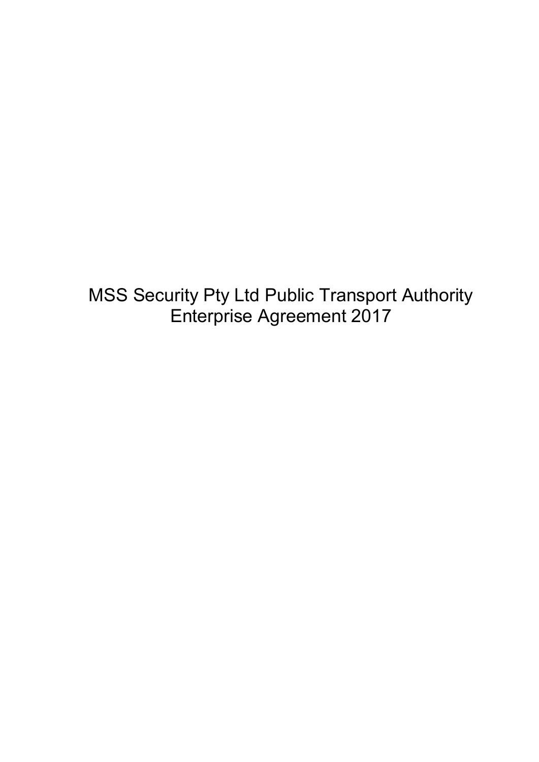# MSS Security Pty Ltd Public Transport Authority Enterprise Agreement 2017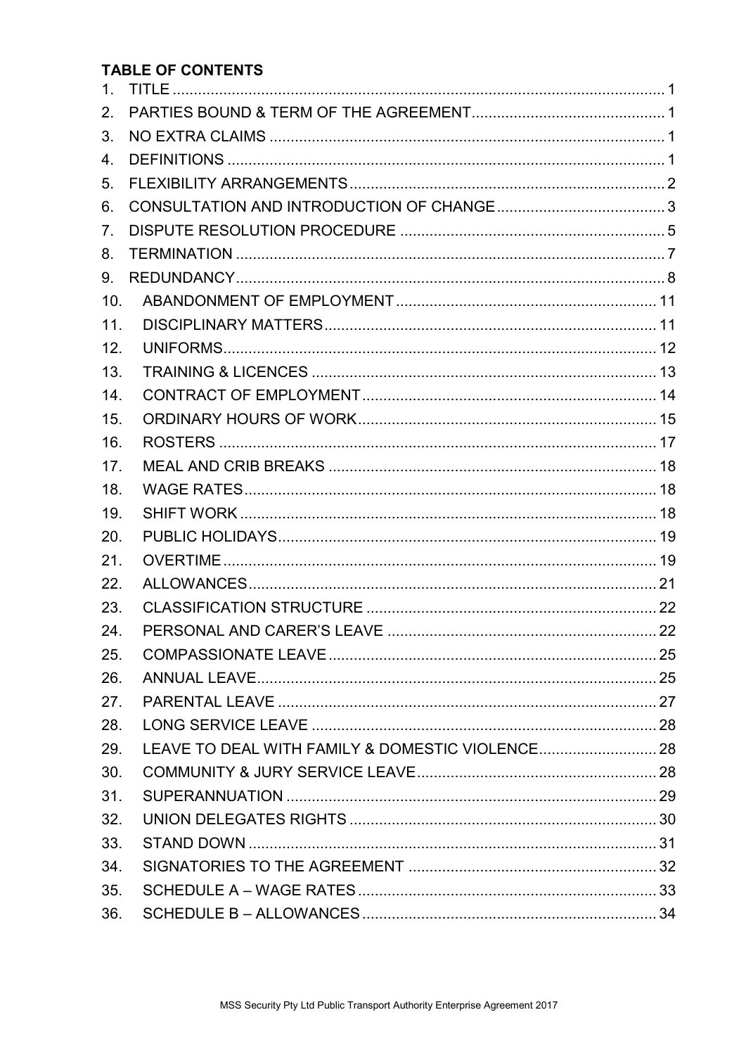**TABLE OF CONTENTS**

1. TITLE ..... 1
2. PARTIES BOUND & TERM OF THE AGREEMENT ..... 1
3. NO EXTRA CLAIMS ..... 1
4. DEFINITIONS ..... 1
5. FLEXIBILITY ARRANGEMENTS ..... 2
6. CONSULTATION AND INTRODUCTION OF CHANGE ..... 3
7. DISPUTE RESOLUTION PROCEDURE ..... 5
8. TERMINATION ..... 7
9. REDUNDANCY ..... 8
10. ABANDONMENT OF EMPLOYMENT ..... 11
11. DISCIPLINARY MATTERS ..... 11
12. UNIFORMS ..... 12
13. TRAINING & LICENCES ..... 13
14. CONTRACT OF EMPLOYMENT ..... 14
15. ORDINARY HOURS OF WORK ..... 15
16. ROSTERS ..... 17
17. MEAL AND CRIB BREAKS ..... 18
18. WAGE RATES ..... 18
19. SHIFT WORK ..... 18
20. PUBLIC HOLIDAYS ..... 19
21. OVERTIME ..... 19
22. ALLOWANCES ..... 21
23. CLASSIFICATION STRUCTURE ..... 22
24. PERSONAL AND CARER'S LEAVE ..... 22
25. COMPASSIONATE LEAVE ..... 25
26. ANNUAL LEAVE ..... 25
27. PARENTAL LEAVE ..... 27
28. LONG SERVICE LEAVE ..... 28
29. LEAVE TO DEAL WITH FAMILY & DOMESTIC VIOLENCE ..... 28
30. COMMUNITY & JURY SERVICE LEAVE ..... 28
31. SUPERANNUATION ..... 29
32. UNION DELEGATES RIGHTS ..... 30
33. STAND DOWN ..... 31
34. SIGNATORIES TO THE AGREEMENT ..... 32
35. SCHEDULE A – WAGE RATES ..... 33
36. SCHEDULE B – ALLOWANCES ..... 34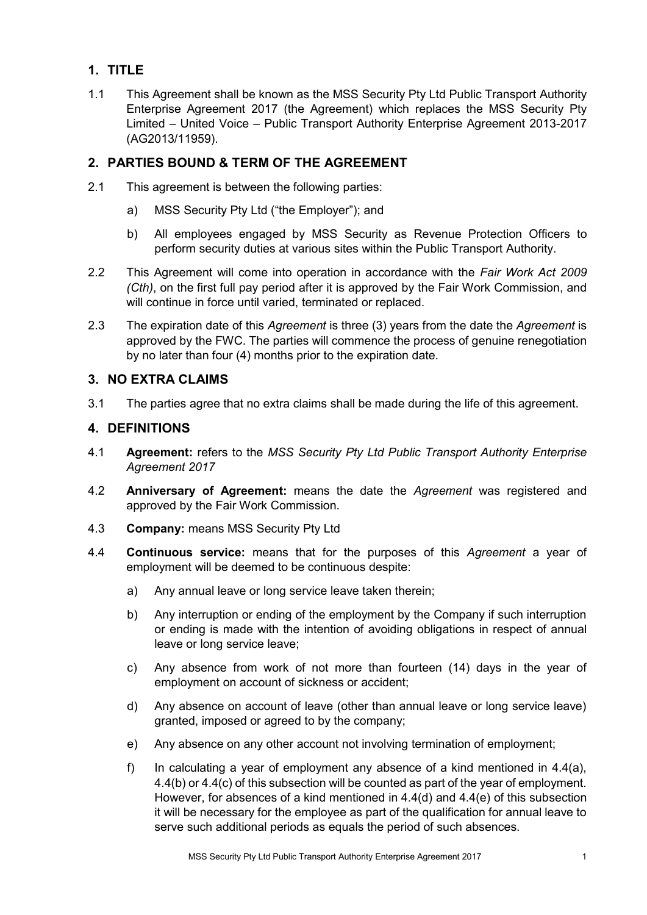## 1. TITLE

1.1 This Agreement shall be known as the MSS Security Pty Ltd Public Transport Authority Enterprise Agreement 2017 (the Agreement) which replaces the MSS Security Pty Limited – United Voice – Public Transport Authority Enterprise Agreement 2013-2017 (AG2013/11959).

## 2. PARTIES BOUND & TERM OF THE AGREEMENT

2.1 This agreement is between the following parties:

a) MSS Security Pty Ltd ("the Employer"); and

b) All employees engaged by MSS Security as Revenue Protection Officers to perform security duties at various sites within the Public Transport Authority.

2.2 This Agreement will come into operation in accordance with the *Fair Work Act 2009 (Cth)*, on the first full pay period after it is approved by the Fair Work Commission, and will continue in force until varied, terminated or replaced.

2.3 The expiration date of this *Agreement* is three (3) years from the date the *Agreement* is approved by the FWC. The parties will commence the process of genuine renegotiation by no later than four (4) months prior to the expiration date.

## 3. NO EXTRA CLAIMS

3.1 The parties agree that no extra claims shall be made during the life of this agreement.

## 4. DEFINITIONS

4.1 **Agreement:** refers to the *MSS Security Pty Ltd Public Transport Authority Enterprise Agreement 2017*

4.2 **Anniversary of Agreement:** means the date the *Agreement* was registered and approved by the Fair Work Commission.

4.3 **Company:** means MSS Security Pty Ltd

4.4 **Continuous service:** means that for the purposes of this *Agreement* a year of employment will be deemed to be continuous despite:

a) Any annual leave or long service leave taken therein;

b) Any interruption or ending of the employment by the Company if such interruption or ending is made with the intention of avoiding obligations in respect of annual leave or long service leave;

c) Any absence from work of not more than fourteen (14) days in the year of employment on account of sickness or accident;

d) Any absence on account of leave (other than annual leave or long service leave) granted, imposed or agreed to by the company;

e) Any absence on any other account not involving termination of employment;

f) In calculating a year of employment any absence of a kind mentioned in 4.4(a), 4.4(b) or 4.4(c) of this subsection will be counted as part of the year of employment. However, for absences of a kind mentioned in 4.4(d) and 4.4(e) of this subsection it will be necessary for the employee as part of the qualification for annual leave to serve such additional periods as equals the period of such absences.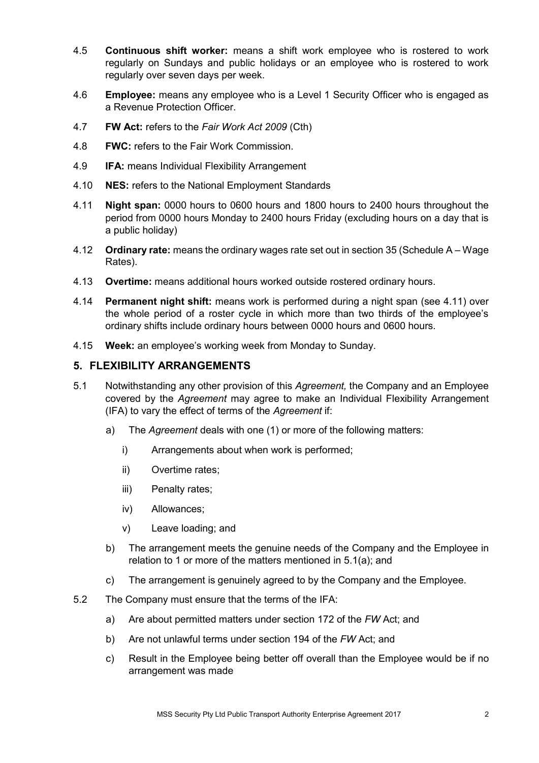4.5 **Continuous shift worker:** means a shift work employee who is rostered to work regularly on Sundays and public holidays or an employee who is rostered to work regularly over seven days per week.

4.6 **Employee:** means any employee who is a Level 1 Security Officer who is engaged as a Revenue Protection Officer.

4.7 **FW Act:** refers to the *Fair Work Act 2009* (Cth)

4.8 **FWC:** refers to the Fair Work Commission.

4.9 **IFA:** means Individual Flexibility Arrangement

4.10 **NES:** refers to the National Employment Standards

4.11 **Night span:** 0000 hours to 0600 hours and 1800 hours to 2400 hours throughout the period from 0000 hours Monday to 2400 hours Friday (excluding hours on a day that is a public holiday)

4.12 **Ordinary rate:** means the ordinary wages rate set out in section 35 (Schedule A – Wage Rates).

4.13 **Overtime:** means additional hours worked outside rostered ordinary hours.

4.14 **Permanent night shift:** means work is performed during a night span (see 4.11) over the whole period of a roster cycle in which more than two thirds of the employee's ordinary shifts include ordinary hours between 0000 hours and 0600 hours.

4.15 **Week:** an employee's working week from Monday to Sunday.

## 5. FLEXIBILITY ARRANGEMENTS

5.1 Notwithstanding any other provision of this *Agreement,* the Company and an Employee covered by the *Agreement* may agree to make an Individual Flexibility Arrangement (IFA) to vary the effect of terms of the *Agreement* if:

a) The *Agreement* deals with one (1) or more of the following matters:

i) Arrangements about when work is performed;

ii) Overtime rates;

iii) Penalty rates;

iv) Allowances;

v) Leave loading; and

b) The arrangement meets the genuine needs of the Company and the Employee in relation to 1 or more of the matters mentioned in 5.1(a); and

c) The arrangement is genuinely agreed to by the Company and the Employee.

5.2 The Company must ensure that the terms of the IFA:

a) Are about permitted matters under section 172 of the *FW* Act; and

b) Are not unlawful terms under section 194 of the *FW* Act; and

c) Result in the Employee being better off overall than the Employee would be if no arrangement was made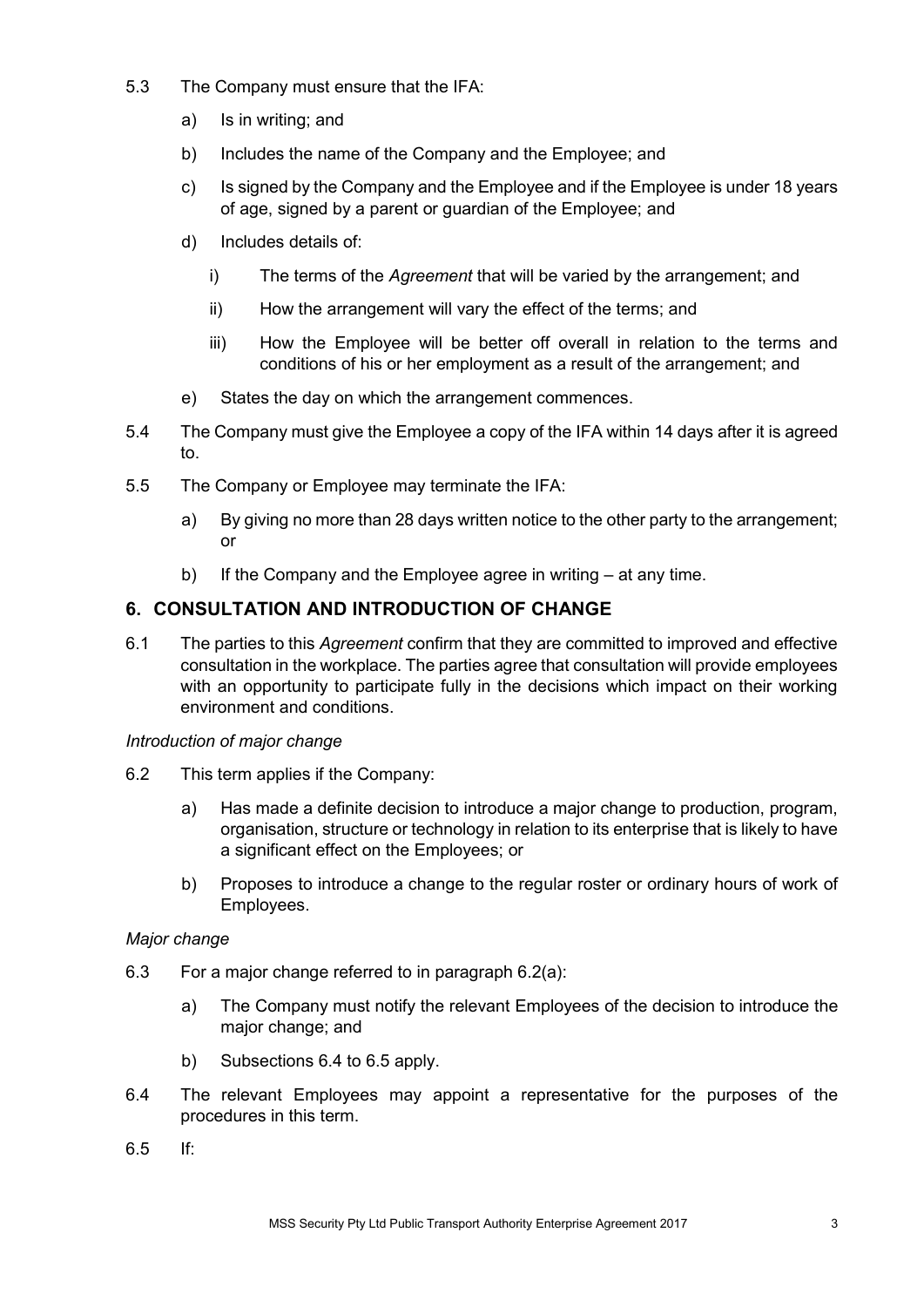5.3 The Company must ensure that the IFA:

a) Is in writing; and

b) Includes the name of the Company and the Employee; and

c) Is signed by the Company and the Employee and if the Employee is under 18 years of age, signed by a parent or guardian of the Employee; and

d) Includes details of:

i) The terms of the *Agreement* that will be varied by the arrangement; and

ii) How the arrangement will vary the effect of the terms; and

iii) How the Employee will be better off overall in relation to the terms and conditions of his or her employment as a result of the arrangement; and

e) States the day on which the arrangement commences.

5.4 The Company must give the Employee a copy of the IFA within 14 days after it is agreed to.

5.5 The Company or Employee may terminate the IFA:

a) By giving no more than 28 days written notice to the other party to the arrangement; or

b) If the Company and the Employee agree in writing – at any time.

## 6. CONSULTATION AND INTRODUCTION OF CHANGE

6.1 The parties to this *Agreement* confirm that they are committed to improved and effective consultation in the workplace. The parties agree that consultation will provide employees with an opportunity to participate fully in the decisions which impact on their working environment and conditions.

*Introduction of major change*

6.2 This term applies if the Company:

a) Has made a definite decision to introduce a major change to production, program, organisation, structure or technology in relation to its enterprise that is likely to have a significant effect on the Employees; or

b) Proposes to introduce a change to the regular roster or ordinary hours of work of Employees.

*Major change*

6.3 For a major change referred to in paragraph 6.2(a):

a) The Company must notify the relevant Employees of the decision to introduce the major change; and

b) Subsections 6.4 to 6.5 apply.

6.4 The relevant Employees may appoint a representative for the purposes of the procedures in this term.

6.5 If: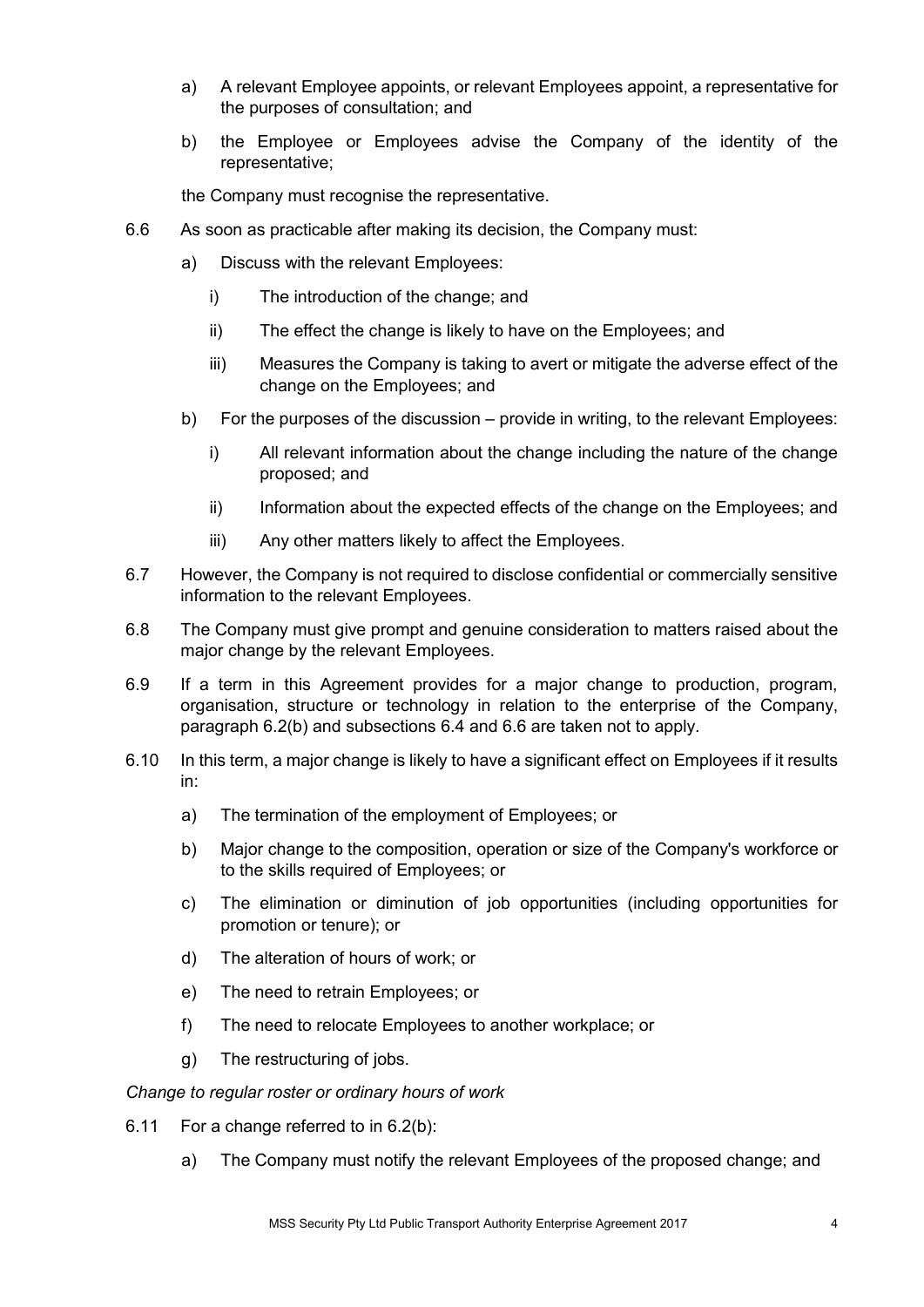a) A relevant Employee appoints, or relevant Employees appoint, a representative for the purposes of consultation; and

b) the Employee or Employees advise the Company of the identity of the representative;

the Company must recognise the representative.

6.6 As soon as practicable after making its decision, the Company must:

a) Discuss with the relevant Employees:

i) The introduction of the change; and

ii) The effect the change is likely to have on the Employees; and

iii) Measures the Company is taking to avert or mitigate the adverse effect of the change on the Employees; and

b) For the purposes of the discussion – provide in writing, to the relevant Employees:

i) All relevant information about the change including the nature of the change proposed; and

ii) Information about the expected effects of the change on the Employees; and

iii) Any other matters likely to affect the Employees.

6.7 However, the Company is not required to disclose confidential or commercially sensitive information to the relevant Employees.

6.8 The Company must give prompt and genuine consideration to matters raised about the major change by the relevant Employees.

6.9 If a term in this Agreement provides for a major change to production, program, organisation, structure or technology in relation to the enterprise of the Company, paragraph 6.2(b) and subsections 6.4 and 6.6 are taken not to apply.

6.10 In this term, a major change is likely to have a significant effect on Employees if it results in:

a) The termination of the employment of Employees; or

b) Major change to the composition, operation or size of the Company's workforce or to the skills required of Employees; or

c) The elimination or diminution of job opportunities (including opportunities for promotion or tenure); or

d) The alteration of hours of work; or

e) The need to retrain Employees; or

f) The need to relocate Employees to another workplace; or

g) The restructuring of jobs.

*Change to regular roster or ordinary hours of work*

6.11 For a change referred to in 6.2(b):

a) The Company must notify the relevant Employees of the proposed change; and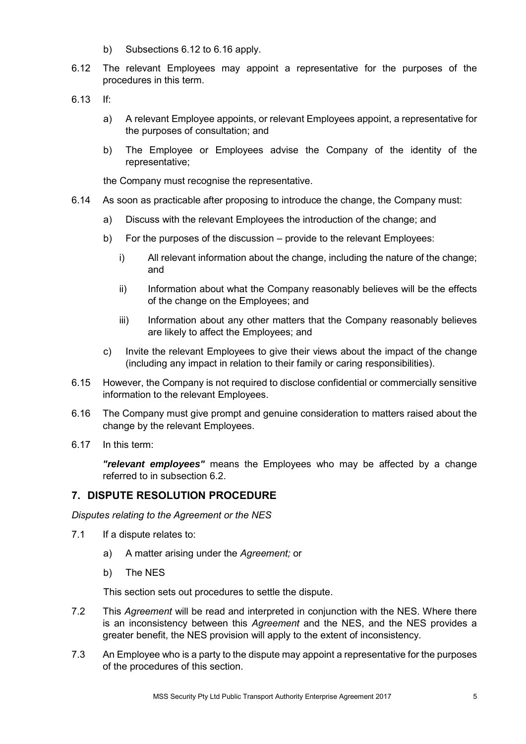b) Subsections 6.12 to 6.16 apply.

6.12 The relevant Employees may appoint a representative for the purposes of the procedures in this term.

6.13 If:

a) A relevant Employee appoints, or relevant Employees appoint, a representative for the purposes of consultation; and

b) The Employee or Employees advise the Company of the identity of the representative;

the Company must recognise the representative.

6.14 As soon as practicable after proposing to introduce the change, the Company must:

a) Discuss with the relevant Employees the introduction of the change; and

b) For the purposes of the discussion – provide to the relevant Employees:

i) All relevant information about the change, including the nature of the change; and

ii) Information about what the Company reasonably believes will be the effects of the change on the Employees; and

iii) Information about any other matters that the Company reasonably believes are likely to affect the Employees; and

c) Invite the relevant Employees to give their views about the impact of the change (including any impact in relation to their family or caring responsibilities).

6.15 However, the Company is not required to disclose confidential or commercially sensitive information to the relevant Employees.

6.16 The Company must give prompt and genuine consideration to matters raised about the change by the relevant Employees.

6.17 In this term:

***"relevant employees"*** means the Employees who may be affected by a change referred to in subsection 6.2.

## 7. DISPUTE RESOLUTION PROCEDURE

*Disputes relating to the Agreement or the NES*

7.1 If a dispute relates to:

a) A matter arising under the *Agreement;* or

b) The NES

This section sets out procedures to settle the dispute.

7.2 This *Agreement* will be read and interpreted in conjunction with the NES. Where there is an inconsistency between this *Agreement* and the NES, and the NES provides a greater benefit, the NES provision will apply to the extent of inconsistency.

7.3 An Employee who is a party to the dispute may appoint a representative for the purposes of the procedures of this section.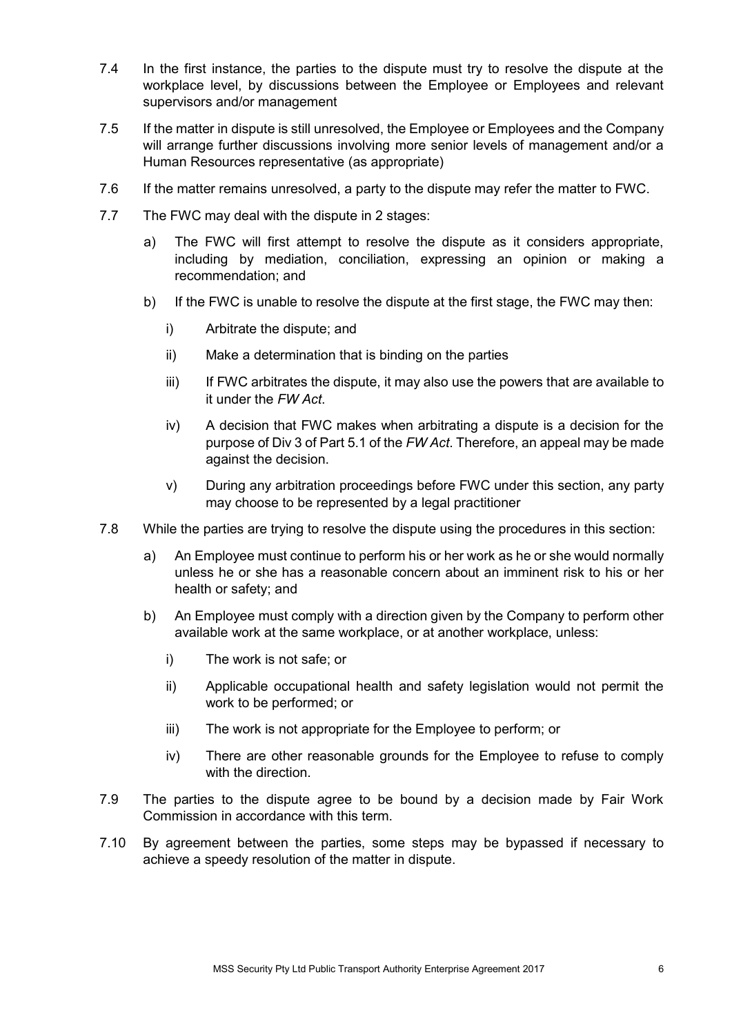7.4 In the first instance, the parties to the dispute must try to resolve the dispute at the workplace level, by discussions between the Employee or Employees and relevant supervisors and/or management

7.5 If the matter in dispute is still unresolved, the Employee or Employees and the Company will arrange further discussions involving more senior levels of management and/or a Human Resources representative (as appropriate)

7.6 If the matter remains unresolved, a party to the dispute may refer the matter to FWC.

7.7 The FWC may deal with the dispute in 2 stages:

- a) The FWC will first attempt to resolve the dispute as it considers appropriate, including by mediation, conciliation, expressing an opinion or making a recommendation; and
- b) If the FWC is unable to resolve the dispute at the first stage, the FWC may then:
  - i) Arbitrate the dispute; and
  - ii) Make a determination that is binding on the parties
  - iii) If FWC arbitrates the dispute, it may also use the powers that are available to it under the *FW Act*.
  - iv) A decision that FWC makes when arbitrating a dispute is a decision for the purpose of Div 3 of Part 5.1 of the *FW Act*. Therefore, an appeal may be made against the decision.
  - v) During any arbitration proceedings before FWC under this section, any party may choose to be represented by a legal practitioner

7.8 While the parties are trying to resolve the dispute using the procedures in this section:

- a) An Employee must continue to perform his or her work as he or she would normally unless he or she has a reasonable concern about an imminent risk to his or her health or safety; and
- b) An Employee must comply with a direction given by the Company to perform other available work at the same workplace, or at another workplace, unless:
  - i) The work is not safe; or
  - ii) Applicable occupational health and safety legislation would not permit the work to be performed; or
  - iii) The work is not appropriate for the Employee to perform; or
  - iv) There are other reasonable grounds for the Employee to refuse to comply with the direction.

7.9 The parties to the dispute agree to be bound by a decision made by Fair Work Commission in accordance with this term.

7.10 By agreement between the parties, some steps may be bypassed if necessary to achieve a speedy resolution of the matter in dispute.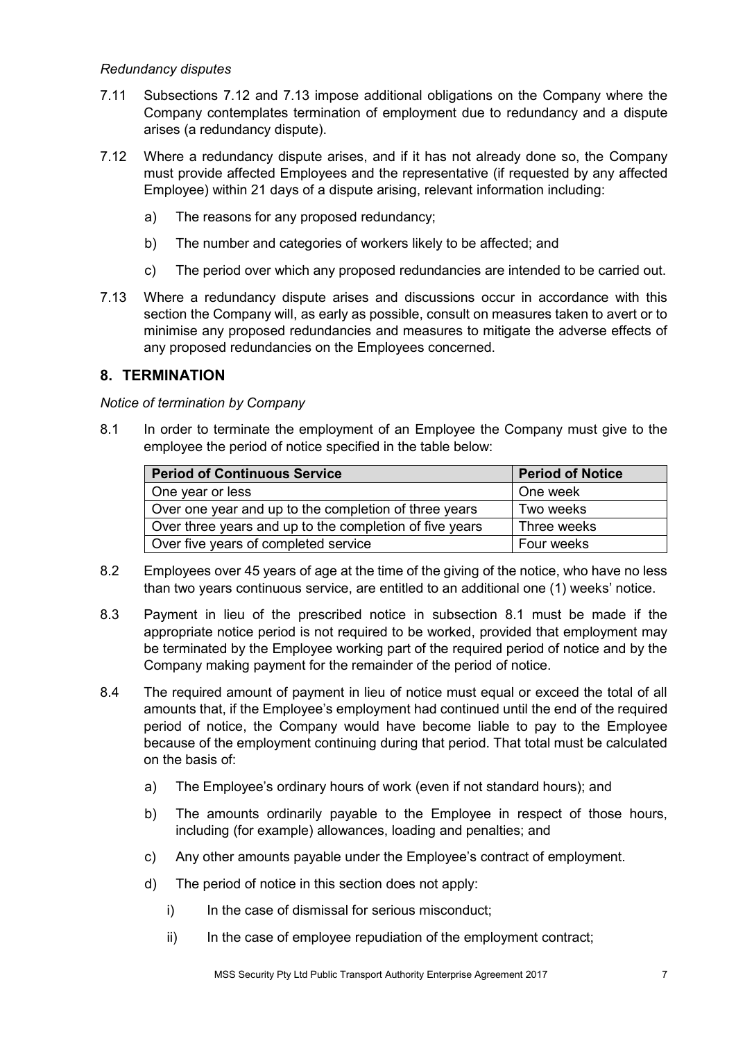*Redundancy disputes*

7.11 Subsections 7.12 and 7.13 impose additional obligations on the Company where the Company contemplates termination of employment due to redundancy and a dispute arises (a redundancy dispute).

7.12 Where a redundancy dispute arises, and if it has not already done so, the Company must provide affected Employees and the representative (if requested by any affected Employee) within 21 days of a dispute arising, relevant information including:

a) The reasons for any proposed redundancy;

b) The number and categories of workers likely to be affected; and

c) The period over which any proposed redundancies are intended to be carried out.

7.13 Where a redundancy dispute arises and discussions occur in accordance with this section the Company will, as early as possible, consult on measures taken to avert or to minimise any proposed redundancies and measures to mitigate the adverse effects of any proposed redundancies on the Employees concerned.

## 8. TERMINATION

*Notice of termination by Company*

8.1 In order to terminate the employment of an Employee the Company must give to the employee the period of notice specified in the table below:

| Period of Continuous Service | Period of Notice |
|---|---|
| One year or less | One week |
| Over one year and up to the completion of three years | Two weeks |
| Over three years and up to the completion of five years | Three weeks |
| Over five years of completed service | Four weeks |

8.2 Employees over 45 years of age at the time of the giving of the notice, who have no less than two years continuous service, are entitled to an additional one (1) weeks' notice.

8.3 Payment in lieu of the prescribed notice in subsection 8.1 must be made if the appropriate notice period is not required to be worked, provided that employment may be terminated by the Employee working part of the required period of notice and by the Company making payment for the remainder of the period of notice.

8.4 The required amount of payment in lieu of notice must equal or exceed the total of all amounts that, if the Employee's employment had continued until the end of the required period of notice, the Company would have become liable to pay to the Employee because of the employment continuing during that period. That total must be calculated on the basis of:

a) The Employee's ordinary hours of work (even if not standard hours); and

b) The amounts ordinarily payable to the Employee in respect of those hours, including (for example) allowances, loading and penalties; and

c) Any other amounts payable under the Employee's contract of employment.

d) The period of notice in this section does not apply:

i) In the case of dismissal for serious misconduct;

ii) In the case of employee repudiation of the employment contract;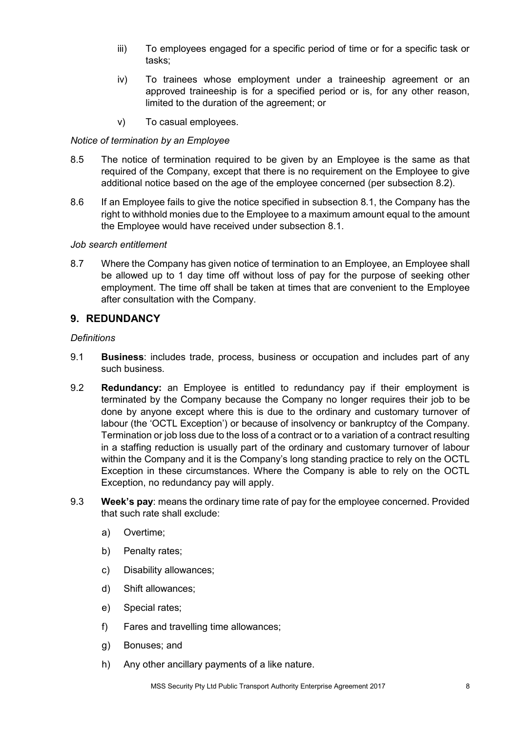iii) To employees engaged for a specific period of time or for a specific task or tasks;

iv) To trainees whose employment under a traineeship agreement or an approved traineeship is for a specified period or is, for any other reason, limited to the duration of the agreement; or

v) To casual employees.

*Notice of termination by an Employee*

8.5 The notice of termination required to be given by an Employee is the same as that required of the Company, except that there is no requirement on the Employee to give additional notice based on the age of the employee concerned (per subsection 8.2).

8.6 If an Employee fails to give the notice specified in subsection 8.1, the Company has the right to withhold monies due to the Employee to a maximum amount equal to the amount the Employee would have received under subsection 8.1.

*Job search entitlement*

8.7 Where the Company has given notice of termination to an Employee, an Employee shall be allowed up to 1 day time off without loss of pay for the purpose of seeking other employment. The time off shall be taken at times that are convenient to the Employee after consultation with the Company.

## 9. REDUNDANCY

*Definitions*

9.1 **Business**: includes trade, process, business or occupation and includes part of any such business.

9.2 **Redundancy:** an Employee is entitled to redundancy pay if their employment is terminated by the Company because the Company no longer requires their job to be done by anyone except where this is due to the ordinary and customary turnover of labour (the 'OCTL Exception') or because of insolvency or bankruptcy of the Company. Termination or job loss due to the loss of a contract or to a variation of a contract resulting in a staffing reduction is usually part of the ordinary and customary turnover of labour within the Company and it is the Company's long standing practice to rely on the OCTL Exception in these circumstances. Where the Company is able to rely on the OCTL Exception, no redundancy pay will apply.

9.3 **Week's pay**: means the ordinary time rate of pay for the employee concerned. Provided that such rate shall exclude:

a) Overtime;

b) Penalty rates;

c) Disability allowances;

d) Shift allowances;

e) Special rates;

f) Fares and travelling time allowances;

g) Bonuses; and

h) Any other ancillary payments of a like nature.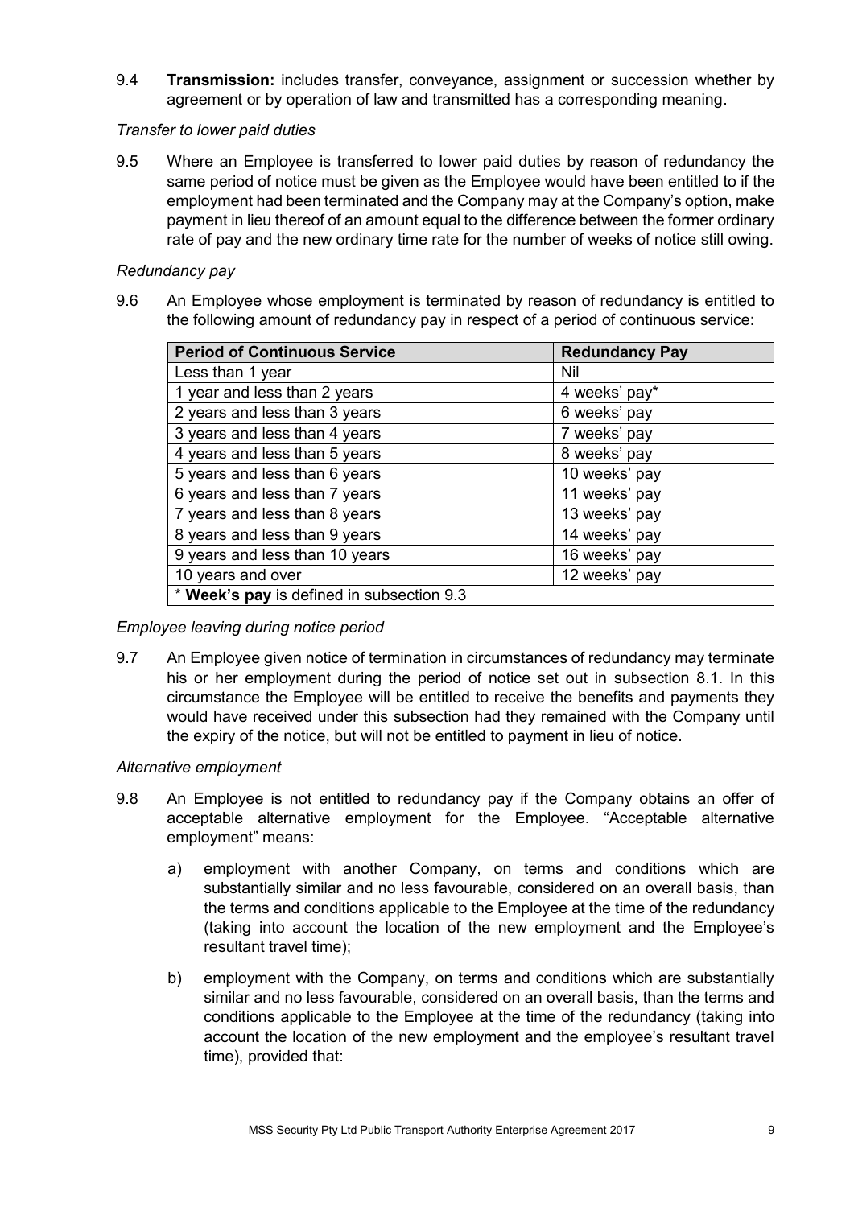9.4 **Transmission:** includes transfer, conveyance, assignment or succession whether by agreement or by operation of law and transmitted has a corresponding meaning.

*Transfer to lower paid duties*

9.5 Where an Employee is transferred to lower paid duties by reason of redundancy the same period of notice must be given as the Employee would have been entitled to if the employment had been terminated and the Company may at the Company's option, make payment in lieu thereof of an amount equal to the difference between the former ordinary rate of pay and the new ordinary time rate for the number of weeks of notice still owing.

*Redundancy pay*

9.6 An Employee whose employment is terminated by reason of redundancy is entitled to the following amount of redundancy pay in respect of a period of continuous service:

| Period of Continuous Service | Redundancy Pay |
|---|---|
| Less than 1 year | Nil |
| 1 year and less than 2 years | 4 weeks' pay* |
| 2 years and less than 3 years | 6 weeks' pay |
| 3 years and less than 4 years | 7 weeks' pay |
| 4 years and less than 5 years | 8 weeks' pay |
| 5 years and less than 6 years | 10 weeks' pay |
| 6 years and less than 7 years | 11 weeks' pay |
| 7 years and less than 8 years | 13 weeks' pay |
| 8 years and less than 9 years | 14 weeks' pay |
| 9 years and less than 10 years | 16 weeks' pay |
| 10 years and over | 12 weeks' pay |
| * **Week's pay** is defined in subsection 9.3 | |

*Employee leaving during notice period*

9.7 An Employee given notice of termination in circumstances of redundancy may terminate his or her employment during the period of notice set out in subsection 8.1. In this circumstance the Employee will be entitled to receive the benefits and payments they would have received under this subsection had they remained with the Company until the expiry of the notice, but will not be entitled to payment in lieu of notice.

*Alternative employment*

9.8 An Employee is not entitled to redundancy pay if the Company obtains an offer of acceptable alternative employment for the Employee. "Acceptable alternative employment" means:

a) employment with another Company, on terms and conditions which are substantially similar and no less favourable, considered on an overall basis, than the terms and conditions applicable to the Employee at the time of the redundancy (taking into account the location of the new employment and the Employee's resultant travel time);

b) employment with the Company, on terms and conditions which are substantially similar and no less favourable, considered on an overall basis, than the terms and conditions applicable to the Employee at the time of the redundancy (taking into account the location of the new employment and the employee's resultant travel time), provided that: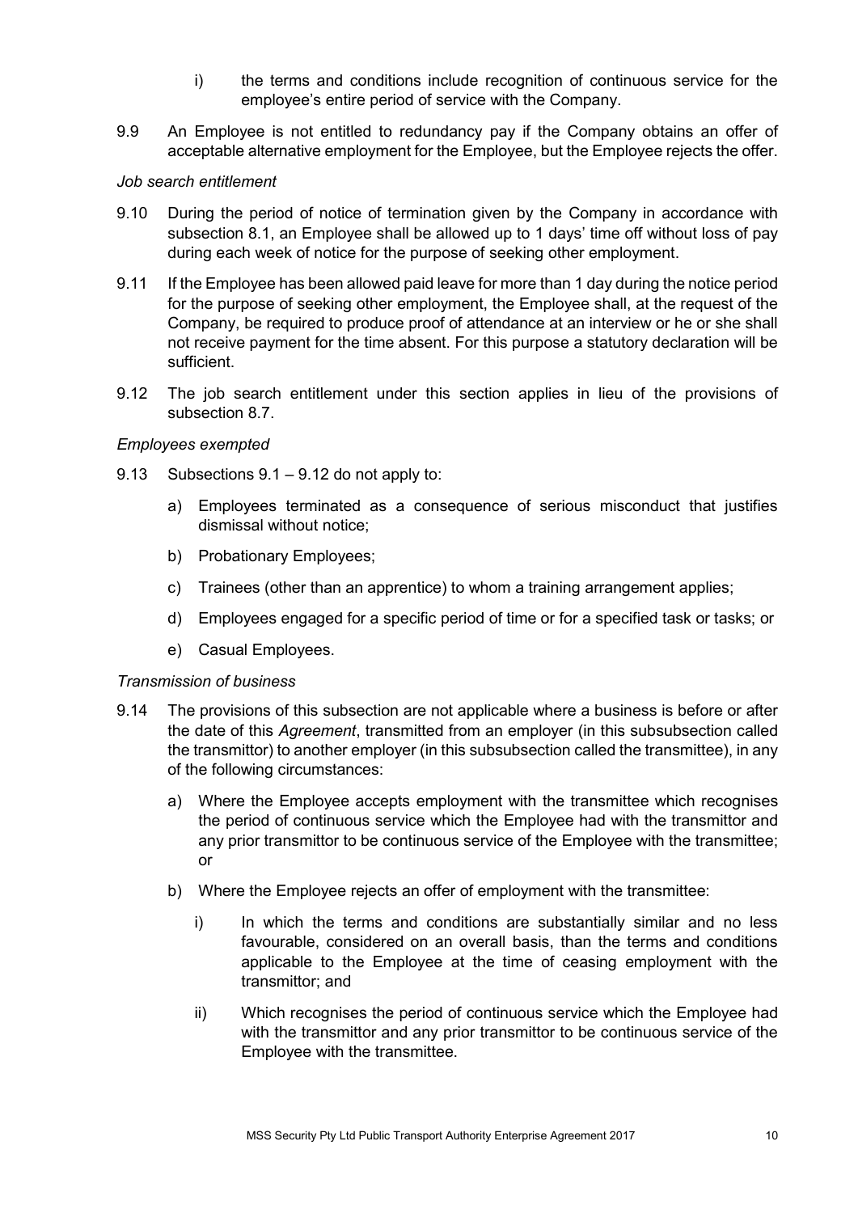i) the terms and conditions include recognition of continuous service for the employee's entire period of service with the Company.

9.9 An Employee is not entitled to redundancy pay if the Company obtains an offer of acceptable alternative employment for the Employee, but the Employee rejects the offer.

*Job search entitlement*

9.10 During the period of notice of termination given by the Company in accordance with subsection 8.1, an Employee shall be allowed up to 1 days' time off without loss of pay during each week of notice for the purpose of seeking other employment.

9.11 If the Employee has been allowed paid leave for more than 1 day during the notice period for the purpose of seeking other employment, the Employee shall, at the request of the Company, be required to produce proof of attendance at an interview or he or she shall not receive payment for the time absent. For this purpose a statutory declaration will be sufficient.

9.12 The job search entitlement under this section applies in lieu of the provisions of subsection 8.7.

*Employees exempted*

9.13 Subsections 9.1 – 9.12 do not apply to:

a) Employees terminated as a consequence of serious misconduct that justifies dismissal without notice;

b) Probationary Employees;

c) Trainees (other than an apprentice) to whom a training arrangement applies;

d) Employees engaged for a specific period of time or for a specified task or tasks; or

e) Casual Employees.

*Transmission of business*

9.14 The provisions of this subsection are not applicable where a business is before or after the date of this *Agreement*, transmitted from an employer (in this subsubsection called the transmittor) to another employer (in this subsubsection called the transmittee), in any of the following circumstances:

a) Where the Employee accepts employment with the transmittee which recognises the period of continuous service which the Employee had with the transmittor and any prior transmittor to be continuous service of the Employee with the transmittee; or

b) Where the Employee rejects an offer of employment with the transmittee:

i) In which the terms and conditions are substantially similar and no less favourable, considered on an overall basis, than the terms and conditions applicable to the Employee at the time of ceasing employment with the transmittor; and

ii) Which recognises the period of continuous service which the Employee had with the transmittor and any prior transmittor to be continuous service of the Employee with the transmittee.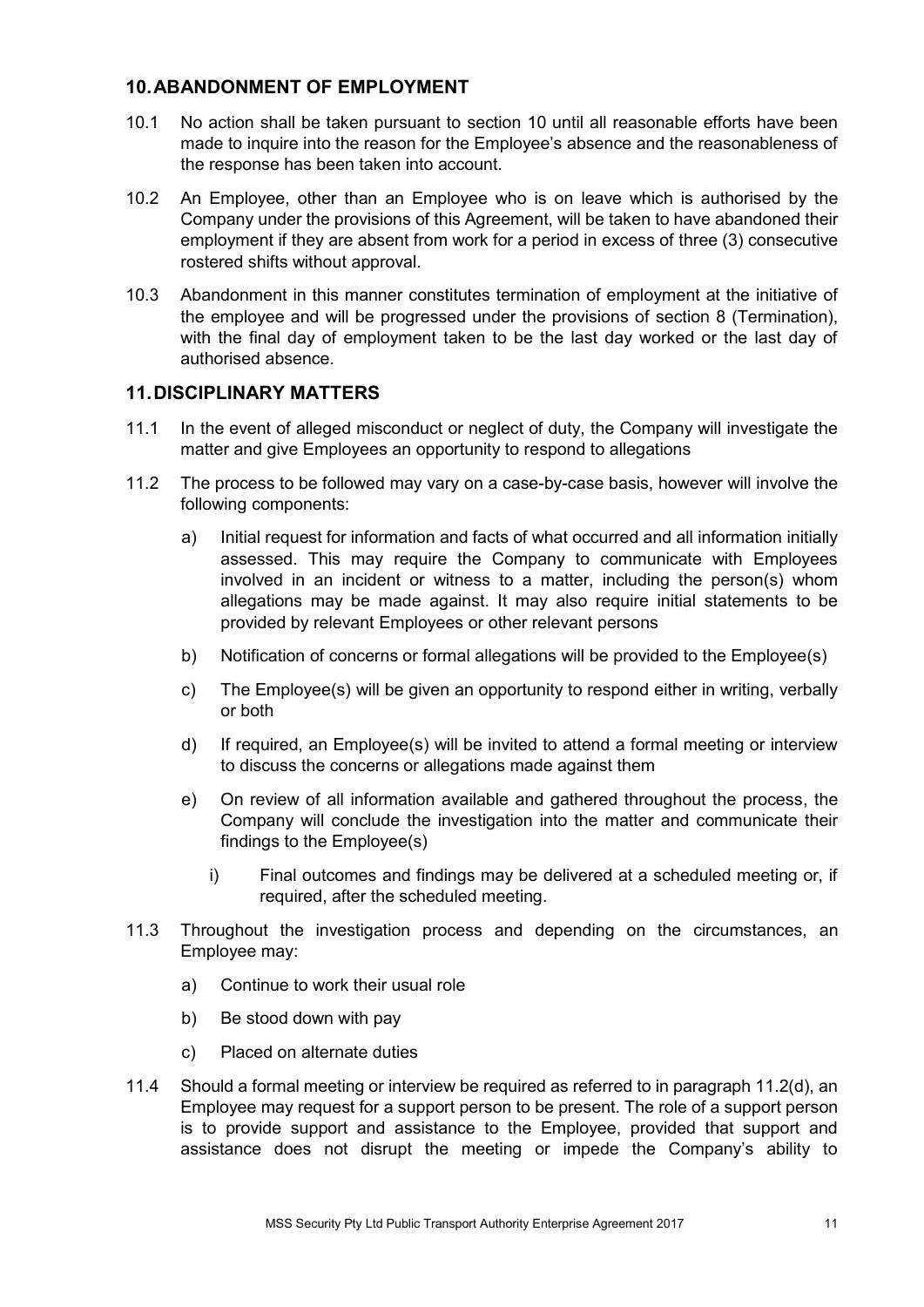## 10. ABANDONMENT OF EMPLOYMENT

10.1 No action shall be taken pursuant to section 10 until all reasonable efforts have been made to inquire into the reason for the Employee's absence and the reasonableness of the response has been taken into account.

10.2 An Employee, other than an Employee who is on leave which is authorised by the Company under the provisions of this Agreement, will be taken to have abandoned their employment if they are absent from work for a period in excess of three (3) consecutive rostered shifts without approval.

10.3 Abandonment in this manner constitutes termination of employment at the initiative of the employee and will be progressed under the provisions of section 8 (Termination), with the final day of employment taken to be the last day worked or the last day of authorised absence.

## 11. DISCIPLINARY MATTERS

11.1 In the event of alleged misconduct or neglect of duty, the Company will investigate the matter and give Employees an opportunity to respond to allegations

11.2 The process to be followed may vary on a case-by-case basis, however will involve the following components:

a) Initial request for information and facts of what occurred and all information initially assessed. This may require the Company to communicate with Employees involved in an incident or witness to a matter, including the person(s) whom allegations may be made against. It may also require initial statements to be provided by relevant Employees or other relevant persons

b) Notification of concerns or formal allegations will be provided to the Employee(s)

c) The Employee(s) will be given an opportunity to respond either in writing, verbally or both

d) If required, an Employee(s) will be invited to attend a formal meeting or interview to discuss the concerns or allegations made against them

e) On review of all information available and gathered throughout the process, the Company will conclude the investigation into the matter and communicate their findings to the Employee(s)

   i) Final outcomes and findings may be delivered at a scheduled meeting or, if required, after the scheduled meeting.

11.3 Throughout the investigation process and depending on the circumstances, an Employee may:

a) Continue to work their usual role

b) Be stood down with pay

c) Placed on alternate duties

11.4 Should a formal meeting or interview be required as referred to in paragraph 11.2(d), an Employee may request for a support person to be present. The role of a support person is to provide support and assistance to the Employee, provided that support and assistance does not disrupt the meeting or impede the Company's ability to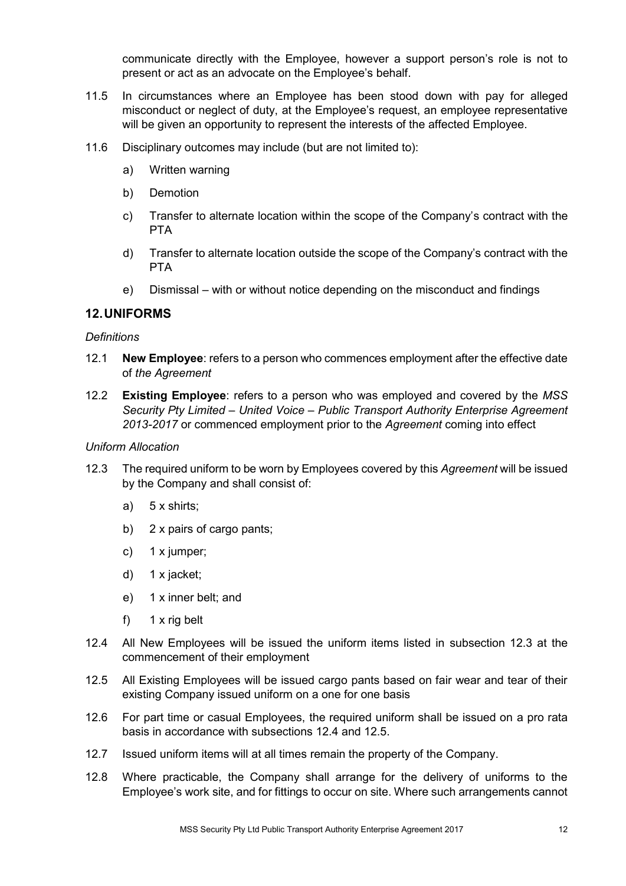communicate directly with the Employee, however a support person's role is not to present or act as an advocate on the Employee's behalf.

11.5 In circumstances where an Employee has been stood down with pay for alleged misconduct or neglect of duty, at the Employee's request, an employee representative will be given an opportunity to represent the interests of the affected Employee.

11.6 Disciplinary outcomes may include (but are not limited to):

a) Written warning

b) Demotion

c) Transfer to alternate location within the scope of the Company's contract with the PTA

d) Transfer to alternate location outside the scope of the Company's contract with the PTA

e) Dismissal – with or without notice depending on the misconduct and findings

## 12. UNIFORMS

*Definitions*

12.1 **New Employee**: refers to a person who commences employment after the effective date of *the Agreement*

12.2 **Existing Employee**: refers to a person who was employed and covered by the *MSS Security Pty Limited – United Voice – Public Transport Authority Enterprise Agreement 2013-2017* or commenced employment prior to the *Agreement* coming into effect

*Uniform Allocation*

12.3 The required uniform to be worn by Employees covered by this *Agreement* will be issued by the Company and shall consist of:

a) 5 x shirts;

b) 2 x pairs of cargo pants;

c) 1 x jumper;

d) 1 x jacket;

e) 1 x inner belt; and

f) 1 x rig belt

12.4 All New Employees will be issued the uniform items listed in subsection 12.3 at the commencement of their employment

12.5 All Existing Employees will be issued cargo pants based on fair wear and tear of their existing Company issued uniform on a one for one basis

12.6 For part time or casual Employees, the required uniform shall be issued on a pro rata basis in accordance with subsections 12.4 and 12.5.

12.7 Issued uniform items will at all times remain the property of the Company.

12.8 Where practicable, the Company shall arrange for the delivery of uniforms to the Employee's work site, and for fittings to occur on site. Where such arrangements cannot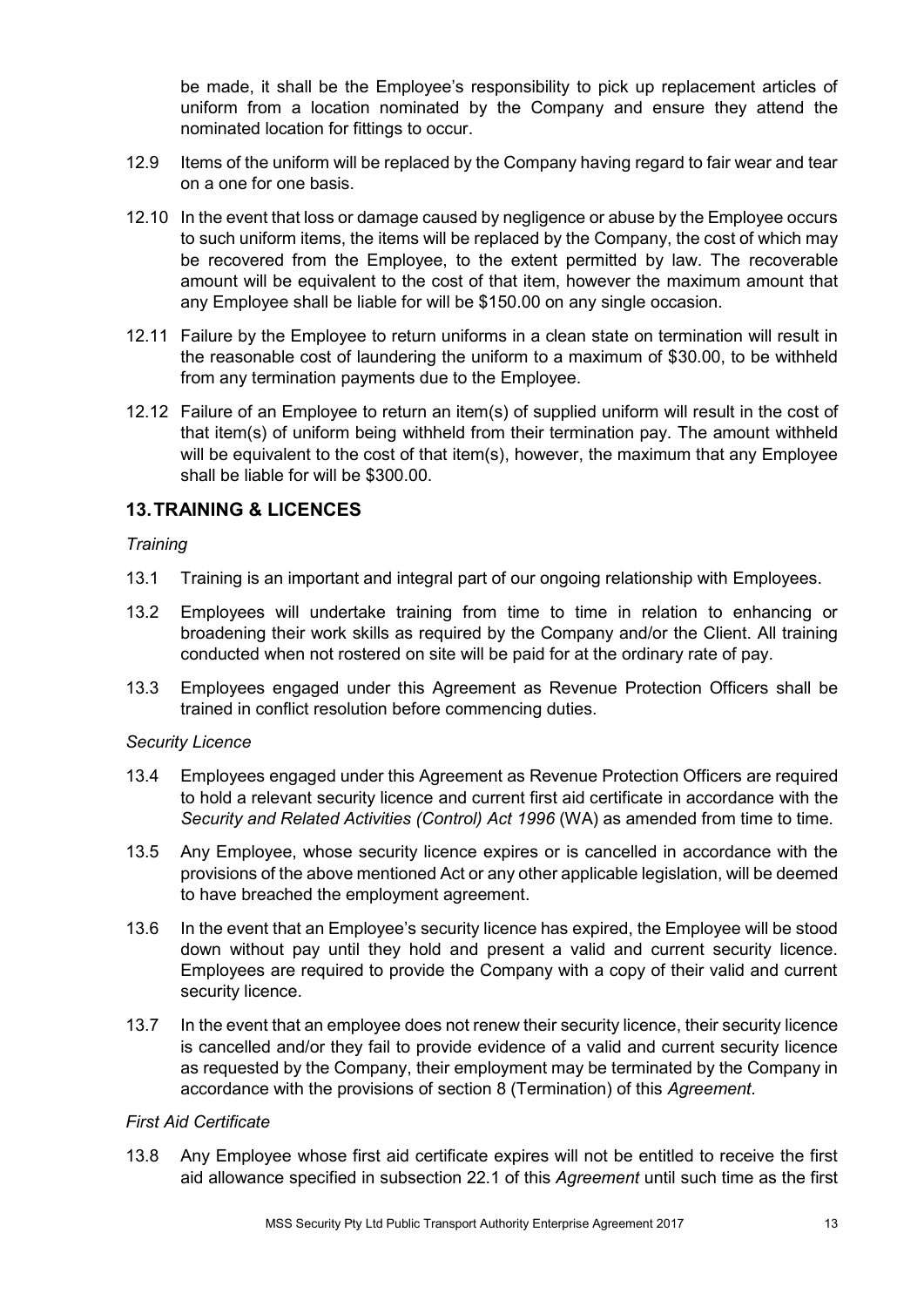be made, it shall be the Employee's responsibility to pick up replacement articles of uniform from a location nominated by the Company and ensure they attend the nominated location for fittings to occur.

12.9 Items of the uniform will be replaced by the Company having regard to fair wear and tear on a one for one basis.

12.10 In the event that loss or damage caused by negligence or abuse by the Employee occurs to such uniform items, the items will be replaced by the Company, the cost of which may be recovered from the Employee, to the extent permitted by law. The recoverable amount will be equivalent to the cost of that item, however the maximum amount that any Employee shall be liable for will be $150.00 on any single occasion.

12.11 Failure by the Employee to return uniforms in a clean state on termination will result in the reasonable cost of laundering the uniform to a maximum of $30.00, to be withheld from any termination payments due to the Employee.

12.12 Failure of an Employee to return an item(s) of supplied uniform will result in the cost of that item(s) of uniform being withheld from their termination pay. The amount withheld will be equivalent to the cost of that item(s), however, the maximum that any Employee shall be liable for will be $300.00.

## 13. TRAINING & LICENCES

*Training*

13.1 Training is an important and integral part of our ongoing relationship with Employees.

13.2 Employees will undertake training from time to time in relation to enhancing or broadening their work skills as required by the Company and/or the Client. All training conducted when not rostered on site will be paid for at the ordinary rate of pay.

13.3 Employees engaged under this Agreement as Revenue Protection Officers shall be trained in conflict resolution before commencing duties.

*Security Licence*

13.4 Employees engaged under this Agreement as Revenue Protection Officers are required to hold a relevant security licence and current first aid certificate in accordance with the *Security and Related Activities (Control) Act 1996* (WA) as amended from time to time.

13.5 Any Employee, whose security licence expires or is cancelled in accordance with the provisions of the above mentioned Act or any other applicable legislation, will be deemed to have breached the employment agreement.

13.6 In the event that an Employee's security licence has expired, the Employee will be stood down without pay until they hold and present a valid and current security licence. Employees are required to provide the Company with a copy of their valid and current security licence.

13.7 In the event that an employee does not renew their security licence, their security licence is cancelled and/or they fail to provide evidence of a valid and current security licence as requested by the Company, their employment may be terminated by the Company in accordance with the provisions of section 8 (Termination) of this *Agreement*.

*First Aid Certificate*

13.8 Any Employee whose first aid certificate expires will not be entitled to receive the first aid allowance specified in subsection 22.1 of this *Agreement* until such time as the first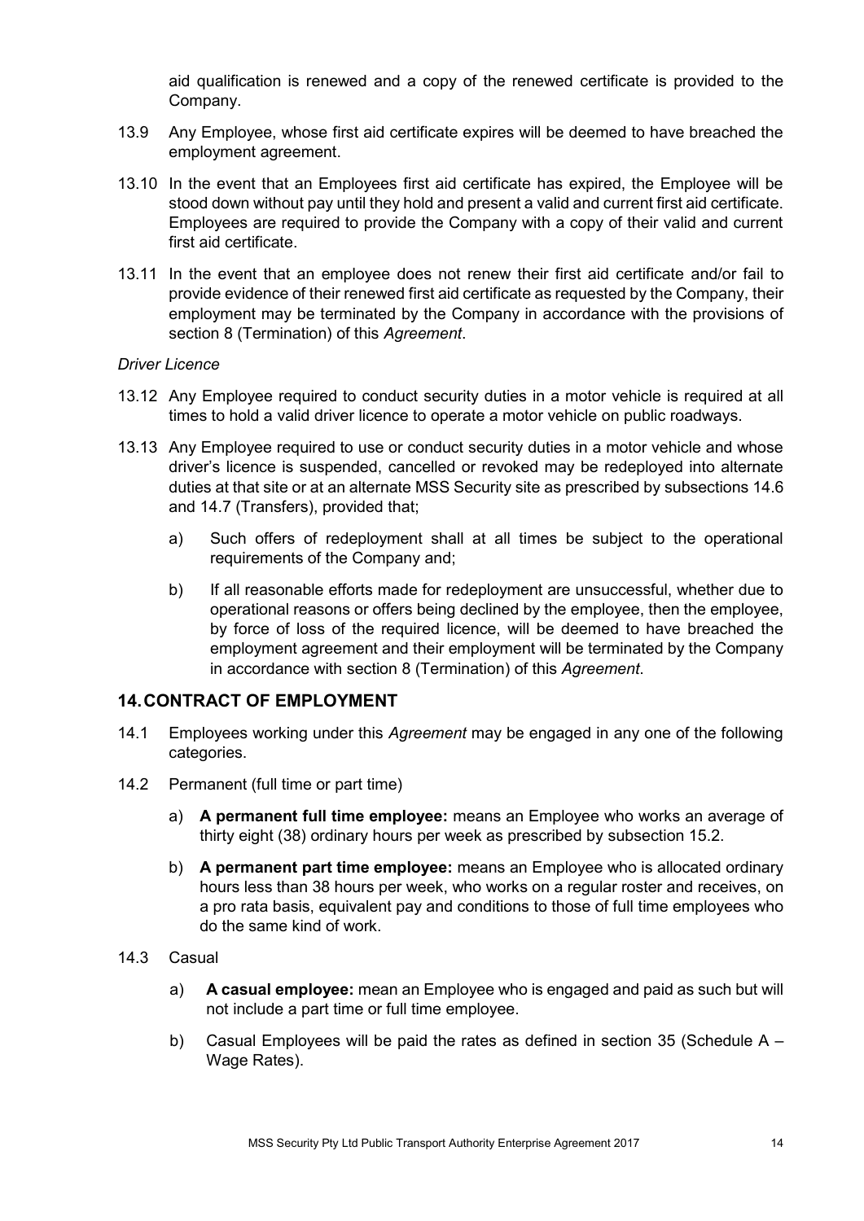aid qualification is renewed and a copy of the renewed certificate is provided to the Company.

13.9 Any Employee, whose first aid certificate expires will be deemed to have breached the employment agreement.

13.10 In the event that an Employees first aid certificate has expired, the Employee will be stood down without pay until they hold and present a valid and current first aid certificate. Employees are required to provide the Company with a copy of their valid and current first aid certificate.

13.11 In the event that an employee does not renew their first aid certificate and/or fail to provide evidence of their renewed first aid certificate as requested by the Company, their employment may be terminated by the Company in accordance with the provisions of section 8 (Termination) of this *Agreement*.

*Driver Licence*

13.12 Any Employee required to conduct security duties in a motor vehicle is required at all times to hold a valid driver licence to operate a motor vehicle on public roadways.

13.13 Any Employee required to use or conduct security duties in a motor vehicle and whose driver's licence is suspended, cancelled or revoked may be redeployed into alternate duties at that site or at an alternate MSS Security site as prescribed by subsections 14.6 and 14.7 (Transfers), provided that;

a) Such offers of redeployment shall at all times be subject to the operational requirements of the Company and;

b) If all reasonable efforts made for redeployment are unsuccessful, whether due to operational reasons or offers being declined by the employee, then the employee, by force of loss of the required licence, will be deemed to have breached the employment agreement and their employment will be terminated by the Company in accordance with section 8 (Termination) of this *Agreement*.

## 14. CONTRACT OF EMPLOYMENT

14.1 Employees working under this *Agreement* may be engaged in any one of the following categories.

14.2 Permanent (full time or part time)

a) **A permanent full time employee:** means an Employee who works an average of thirty eight (38) ordinary hours per week as prescribed by subsection 15.2.

b) **A permanent part time employee:** means an Employee who is allocated ordinary hours less than 38 hours per week, who works on a regular roster and receives, on a pro rata basis, equivalent pay and conditions to those of full time employees who do the same kind of work.

14.3 Casual

a) **A casual employee:** mean an Employee who is engaged and paid as such but will not include a part time or full time employee.

b) Casual Employees will be paid the rates as defined in section 35 (Schedule A – Wage Rates).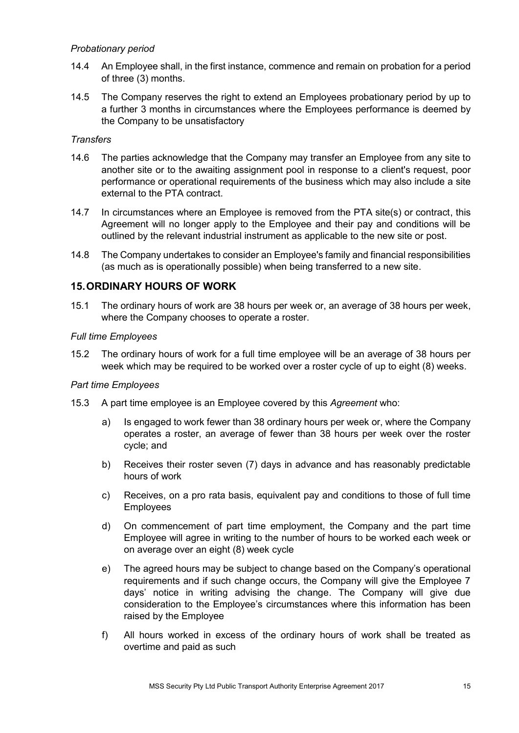*Probationary period*

14.4 An Employee shall, in the first instance, commence and remain on probation for a period of three (3) months.

14.5 The Company reserves the right to extend an Employees probationary period by up to a further 3 months in circumstances where the Employees performance is deemed by the Company to be unsatisfactory

*Transfers*

14.6 The parties acknowledge that the Company may transfer an Employee from any site to another site or to the awaiting assignment pool in response to a client's request, poor performance or operational requirements of the business which may also include a site external to the PTA contract.

14.7 In circumstances where an Employee is removed from the PTA site(s) or contract, this Agreement will no longer apply to the Employee and their pay and conditions will be outlined by the relevant industrial instrument as applicable to the new site or post.

14.8 The Company undertakes to consider an Employee's family and financial responsibilities (as much as is operationally possible) when being transferred to a new site.

## 15. ORDINARY HOURS OF WORK

15.1 The ordinary hours of work are 38 hours per week or, an average of 38 hours per week, where the Company chooses to operate a roster.

*Full time Employees*

15.2 The ordinary hours of work for a full time employee will be an average of 38 hours per week which may be required to be worked over a roster cycle of up to eight (8) weeks.

*Part time Employees*

15.3 A part time employee is an Employee covered by this *Agreement* who:

a) Is engaged to work fewer than 38 ordinary hours per week or, where the Company operates a roster, an average of fewer than 38 hours per week over the roster cycle; and

b) Receives their roster seven (7) days in advance and has reasonably predictable hours of work

c) Receives, on a pro rata basis, equivalent pay and conditions to those of full time Employees

d) On commencement of part time employment, the Company and the part time Employee will agree in writing to the number of hours to be worked each week or on average over an eight (8) week cycle

e) The agreed hours may be subject to change based on the Company's operational requirements and if such change occurs, the Company will give the Employee 7 days' notice in writing advising the change. The Company will give due consideration to the Employee's circumstances where this information has been raised by the Employee

f) All hours worked in excess of the ordinary hours of work shall be treated as overtime and paid as such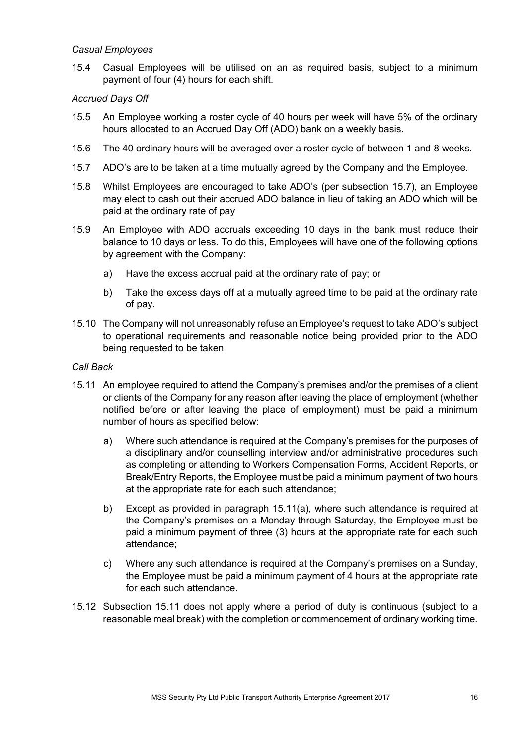*Casual Employees*

15.4 Casual Employees will be utilised on an as required basis, subject to a minimum payment of four (4) hours for each shift.

*Accrued Days Off*

15.5 An Employee working a roster cycle of 40 hours per week will have 5% of the ordinary hours allocated to an Accrued Day Off (ADO) bank on a weekly basis.

15.6 The 40 ordinary hours will be averaged over a roster cycle of between 1 and 8 weeks.

15.7 ADO's are to be taken at a time mutually agreed by the Company and the Employee.

15.8 Whilst Employees are encouraged to take ADO's (per subsection 15.7), an Employee may elect to cash out their accrued ADO balance in lieu of taking an ADO which will be paid at the ordinary rate of pay

15.9 An Employee with ADO accruals exceeding 10 days in the bank must reduce their balance to 10 days or less. To do this, Employees will have one of the following options by agreement with the Company:

   a) Have the excess accrual paid at the ordinary rate of pay; or

   b) Take the excess days off at a mutually agreed time to be paid at the ordinary rate of pay.

15.10 The Company will not unreasonably refuse an Employee's request to take ADO's subject to operational requirements and reasonable notice being provided prior to the ADO being requested to be taken

*Call Back*

15.11 An employee required to attend the Company's premises and/or the premises of a client or clients of the Company for any reason after leaving the place of employment (whether notified before or after leaving the place of employment) must be paid a minimum number of hours as specified below:

   a) Where such attendance is required at the Company's premises for the purposes of a disciplinary and/or counselling interview and/or administrative procedures such as completing or attending to Workers Compensation Forms, Accident Reports, or Break/Entry Reports, the Employee must be paid a minimum payment of two hours at the appropriate rate for each such attendance;

   b) Except as provided in paragraph 15.11(a), where such attendance is required at the Company's premises on a Monday through Saturday, the Employee must be paid a minimum payment of three (3) hours at the appropriate rate for each such attendance;

   c) Where any such attendance is required at the Company's premises on a Sunday, the Employee must be paid a minimum payment of 4 hours at the appropriate rate for each such attendance.

15.12 Subsection 15.11 does not apply where a period of duty is continuous (subject to a reasonable meal break) with the completion or commencement of ordinary working time.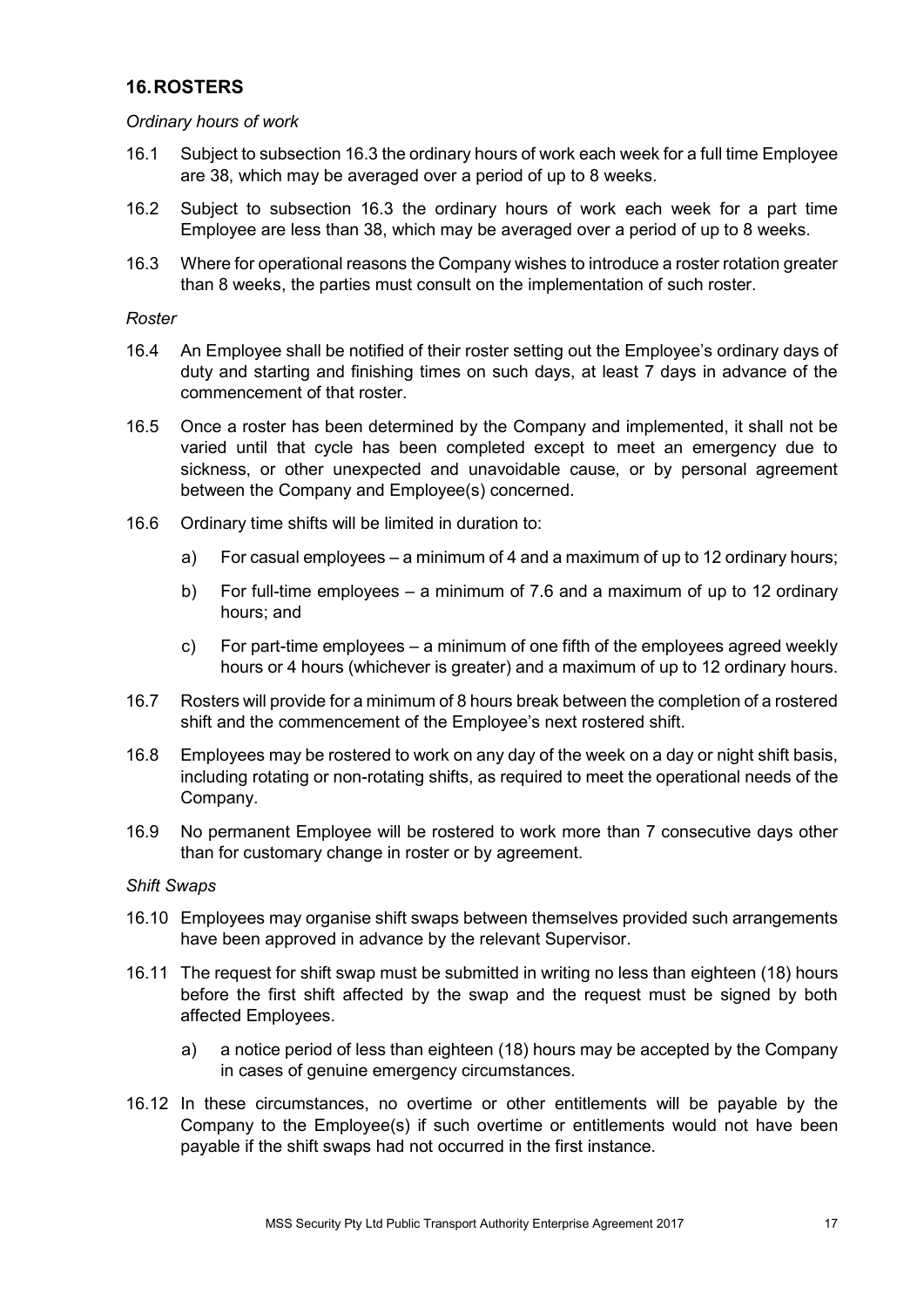## 16. ROSTERS

*Ordinary hours of work*

16.1 Subject to subsection 16.3 the ordinary hours of work each week for a full time Employee are 38, which may be averaged over a period of up to 8 weeks.

16.2 Subject to subsection 16.3 the ordinary hours of work each week for a part time Employee are less than 38, which may be averaged over a period of up to 8 weeks.

16.3 Where for operational reasons the Company wishes to introduce a roster rotation greater than 8 weeks, the parties must consult on the implementation of such roster.

*Roster*

16.4 An Employee shall be notified of their roster setting out the Employee's ordinary days of duty and starting and finishing times on such days, at least 7 days in advance of the commencement of that roster.

16.5 Once a roster has been determined by the Company and implemented, it shall not be varied until that cycle has been completed except to meet an emergency due to sickness, or other unexpected and unavoidable cause, or by personal agreement between the Company and Employee(s) concerned.

16.6 Ordinary time shifts will be limited in duration to:

a) For casual employees – a minimum of 4 and a maximum of up to 12 ordinary hours;

b) For full-time employees – a minimum of 7.6 and a maximum of up to 12 ordinary hours; and

c) For part-time employees – a minimum of one fifth of the employees agreed weekly hours or 4 hours (whichever is greater) and a maximum of up to 12 ordinary hours.

16.7 Rosters will provide for a minimum of 8 hours break between the completion of a rostered shift and the commencement of the Employee's next rostered shift.

16.8 Employees may be rostered to work on any day of the week on a day or night shift basis, including rotating or non-rotating shifts, as required to meet the operational needs of the Company.

16.9 No permanent Employee will be rostered to work more than 7 consecutive days other than for customary change in roster or by agreement.

*Shift Swaps*

16.10 Employees may organise shift swaps between themselves provided such arrangements have been approved in advance by the relevant Supervisor.

16.11 The request for shift swap must be submitted in writing no less than eighteen (18) hours before the first shift affected by the swap and the request must be signed by both affected Employees.

a) a notice period of less than eighteen (18) hours may be accepted by the Company in cases of genuine emergency circumstances.

16.12 In these circumstances, no overtime or other entitlements will be payable by the Company to the Employee(s) if such overtime or entitlements would not have been payable if the shift swaps had not occurred in the first instance.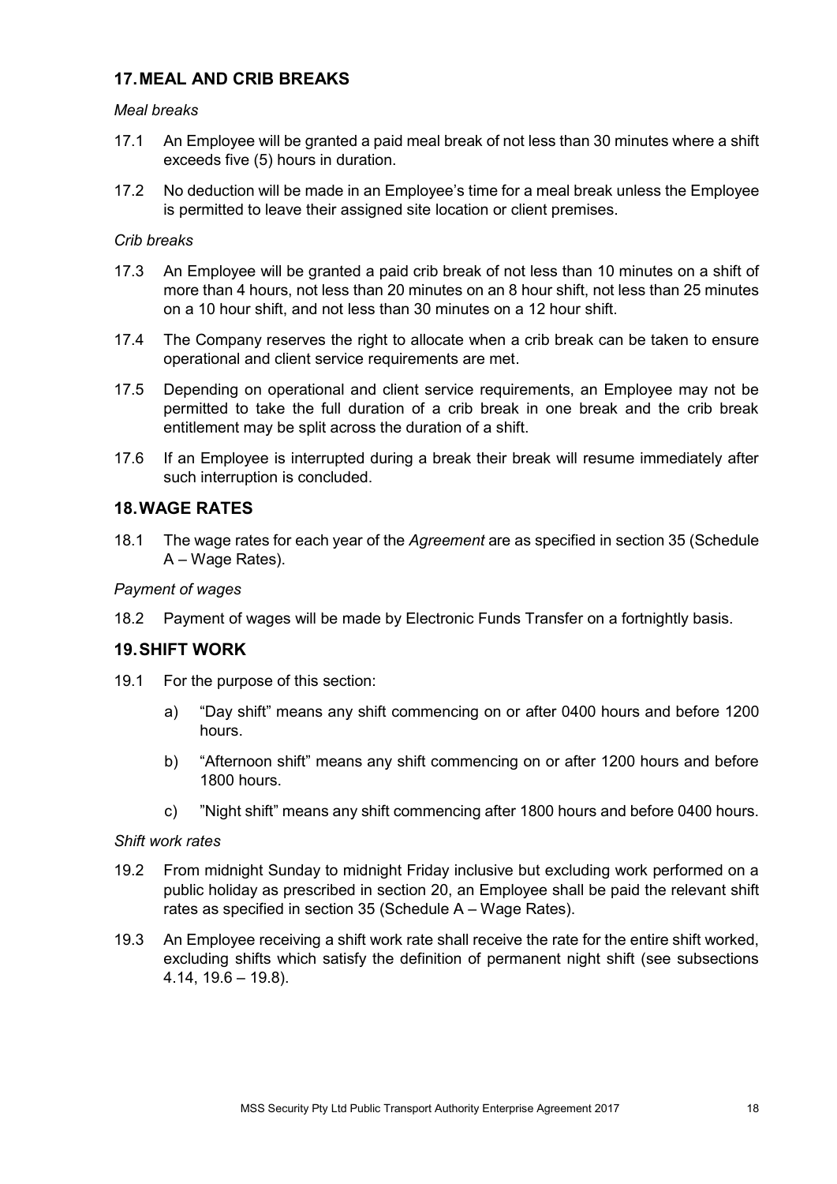## 17. MEAL AND CRIB BREAKS

*Meal breaks*

17.1 An Employee will be granted a paid meal break of not less than 30 minutes where a shift exceeds five (5) hours in duration.

17.2 No deduction will be made in an Employee's time for a meal break unless the Employee is permitted to leave their assigned site location or client premises.

*Crib breaks*

17.3 An Employee will be granted a paid crib break of not less than 10 minutes on a shift of more than 4 hours, not less than 20 minutes on an 8 hour shift, not less than 25 minutes on a 10 hour shift, and not less than 30 minutes on a 12 hour shift.

17.4 The Company reserves the right to allocate when a crib break can be taken to ensure operational and client service requirements are met.

17.5 Depending on operational and client service requirements, an Employee may not be permitted to take the full duration of a crib break in one break and the crib break entitlement may be split across the duration of a shift.

17.6 If an Employee is interrupted during a break their break will resume immediately after such interruption is concluded.

## 18. WAGE RATES

18.1 The wage rates for each year of the *Agreement* are as specified in section 35 (Schedule A – Wage Rates).

*Payment of wages*

18.2 Payment of wages will be made by Electronic Funds Transfer on a fortnightly basis.

## 19. SHIFT WORK

19.1 For the purpose of this section:

a) "Day shift" means any shift commencing on or after 0400 hours and before 1200 hours.

b) "Afternoon shift" means any shift commencing on or after 1200 hours and before 1800 hours.

c) "Night shift" means any shift commencing after 1800 hours and before 0400 hours.

*Shift work rates*

19.2 From midnight Sunday to midnight Friday inclusive but excluding work performed on a public holiday as prescribed in section 20, an Employee shall be paid the relevant shift rates as specified in section 35 (Schedule A – Wage Rates).

19.3 An Employee receiving a shift work rate shall receive the rate for the entire shift worked, excluding shifts which satisfy the definition of permanent night shift (see subsections 4.14, 19.6 – 19.8).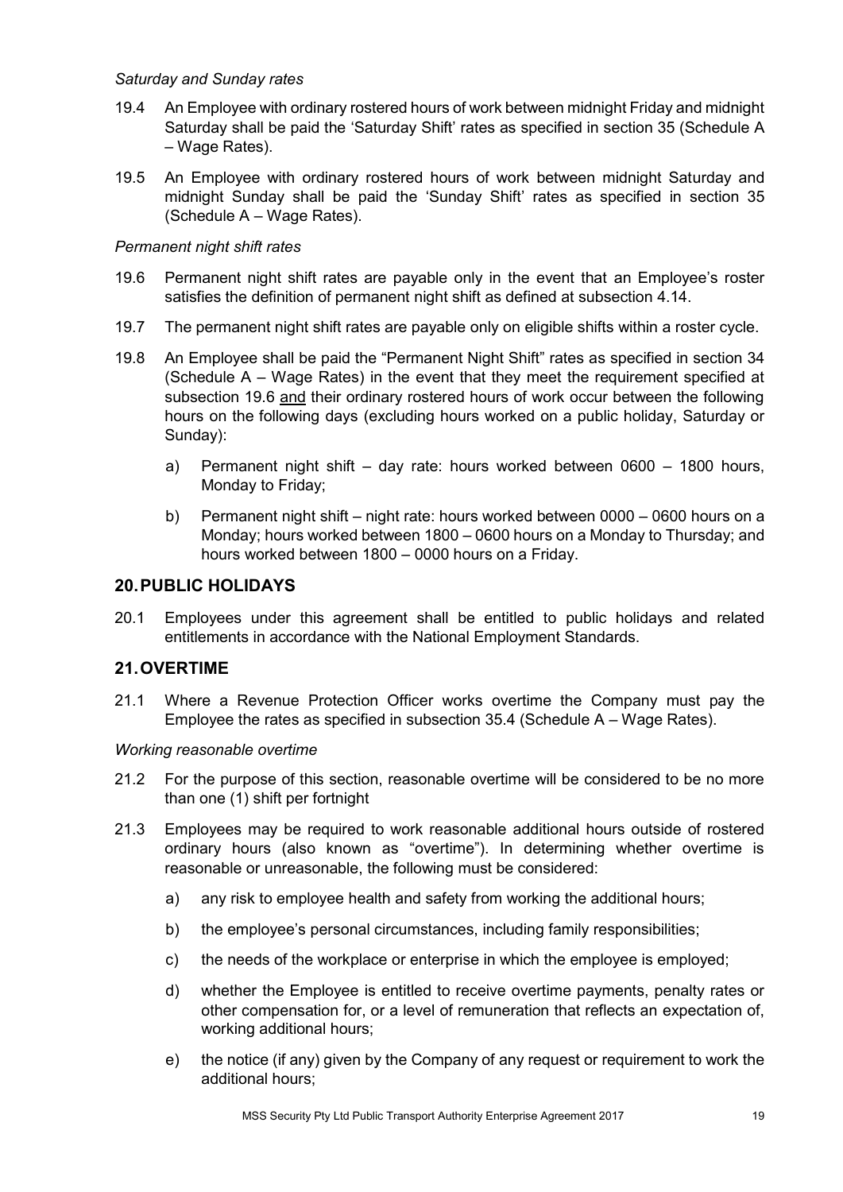*Saturday and Sunday rates*

19.4 An Employee with ordinary rostered hours of work between midnight Friday and midnight Saturday shall be paid the 'Saturday Shift' rates as specified in section 35 (Schedule A – Wage Rates).

19.5 An Employee with ordinary rostered hours of work between midnight Saturday and midnight Sunday shall be paid the 'Sunday Shift' rates as specified in section 35 (Schedule A – Wage Rates).

*Permanent night shift rates*

19.6 Permanent night shift rates are payable only in the event that an Employee's roster satisfies the definition of permanent night shift as defined at subsection 4.14.

19.7 The permanent night shift rates are payable only on eligible shifts within a roster cycle.

19.8 An Employee shall be paid the "Permanent Night Shift" rates as specified in section 34 (Schedule A – Wage Rates) in the event that they meet the requirement specified at subsection 19.6 <u>and</u> their ordinary rostered hours of work occur between the following hours on the following days (excluding hours worked on a public holiday, Saturday or Sunday):

   a) Permanent night shift – day rate: hours worked between 0600 – 1800 hours, Monday to Friday;

   b) Permanent night shift – night rate: hours worked between 0000 – 0600 hours on a Monday; hours worked between 1800 – 0600 hours on a Monday to Thursday; and hours worked between 1800 – 0000 hours on a Friday.

## 20. PUBLIC HOLIDAYS

20.1 Employees under this agreement shall be entitled to public holidays and related entitlements in accordance with the National Employment Standards.

## 21. OVERTIME

21.1 Where a Revenue Protection Officer works overtime the Company must pay the Employee the rates as specified in subsection 35.4 (Schedule A – Wage Rates).

*Working reasonable overtime*

21.2 For the purpose of this section, reasonable overtime will be considered to be no more than one (1) shift per fortnight

21.3 Employees may be required to work reasonable additional hours outside of rostered ordinary hours (also known as "overtime"). In determining whether overtime is reasonable or unreasonable, the following must be considered:

   a) any risk to employee health and safety from working the additional hours;

   b) the employee's personal circumstances, including family responsibilities;

   c) the needs of the workplace or enterprise in which the employee is employed;

   d) whether the Employee is entitled to receive overtime payments, penalty rates or other compensation for, or a level of remuneration that reflects an expectation of, working additional hours;

   e) the notice (if any) given by the Company of any request or requirement to work the additional hours;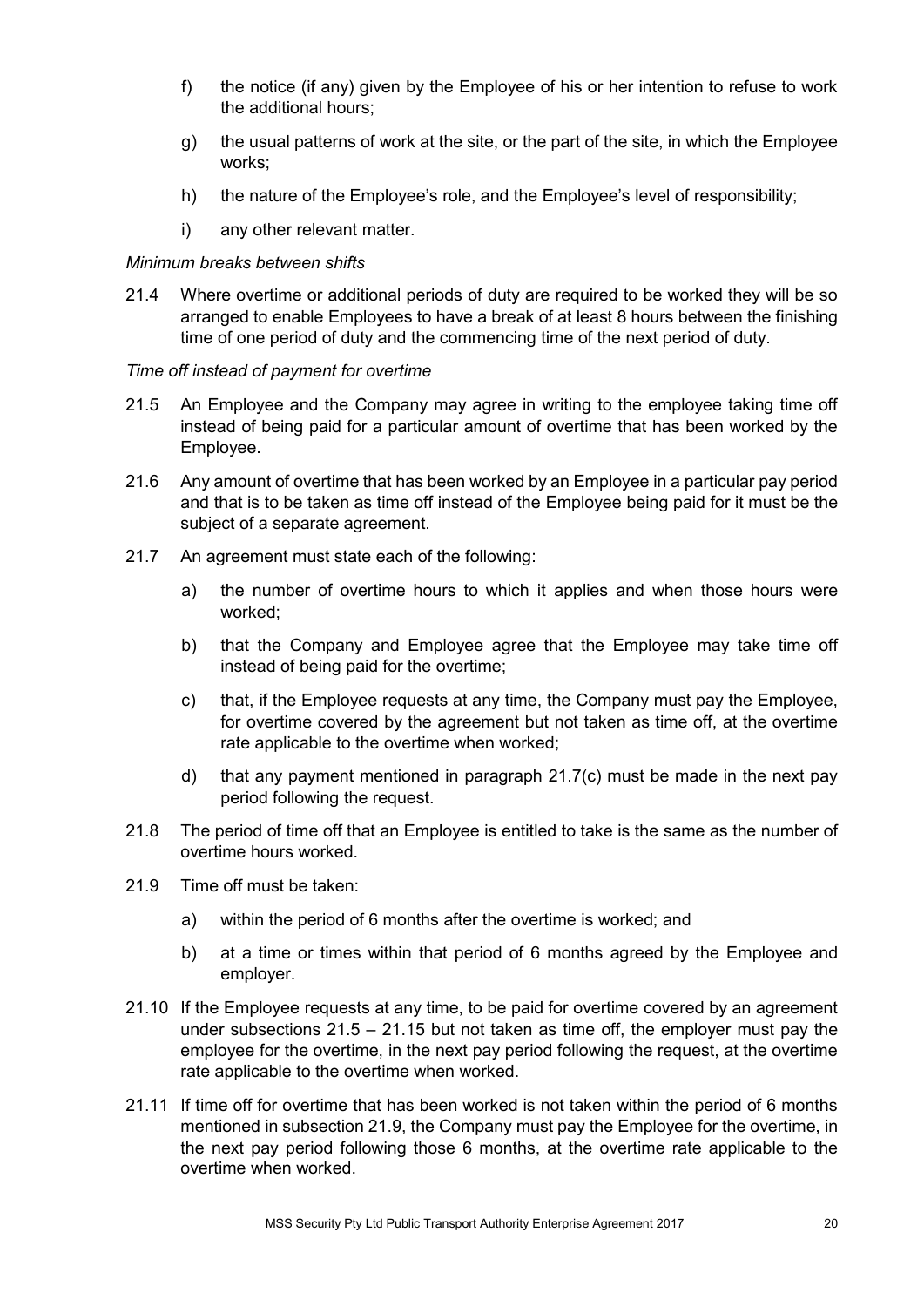f) the notice (if any) given by the Employee of his or her intention to refuse to work the additional hours;

g) the usual patterns of work at the site, or the part of the site, in which the Employee works;

h) the nature of the Employee's role, and the Employee's level of responsibility;

i) any other relevant matter.

*Minimum breaks between shifts*

21.4 Where overtime or additional periods of duty are required to be worked they will be so arranged to enable Employees to have a break of at least 8 hours between the finishing time of one period of duty and the commencing time of the next period of duty.

*Time off instead of payment for overtime*

21.5 An Employee and the Company may agree in writing to the employee taking time off instead of being paid for a particular amount of overtime that has been worked by the Employee.

21.6 Any amount of overtime that has been worked by an Employee in a particular pay period and that is to be taken as time off instead of the Employee being paid for it must be the subject of a separate agreement.

21.7 An agreement must state each of the following:

a) the number of overtime hours to which it applies and when those hours were worked;

b) that the Company and Employee agree that the Employee may take time off instead of being paid for the overtime;

c) that, if the Employee requests at any time, the Company must pay the Employee, for overtime covered by the agreement but not taken as time off, at the overtime rate applicable to the overtime when worked;

d) that any payment mentioned in paragraph 21.7(c) must be made in the next pay period following the request.

21.8 The period of time off that an Employee is entitled to take is the same as the number of overtime hours worked.

21.9 Time off must be taken:

a) within the period of 6 months after the overtime is worked; and

b) at a time or times within that period of 6 months agreed by the Employee and employer.

21.10 If the Employee requests at any time, to be paid for overtime covered by an agreement under subsections 21.5 – 21.15 but not taken as time off, the employer must pay the employee for the overtime, in the next pay period following the request, at the overtime rate applicable to the overtime when worked.

21.11 If time off for overtime that has been worked is not taken within the period of 6 months mentioned in subsection 21.9, the Company must pay the Employee for the overtime, in the next pay period following those 6 months, at the overtime rate applicable to the overtime when worked.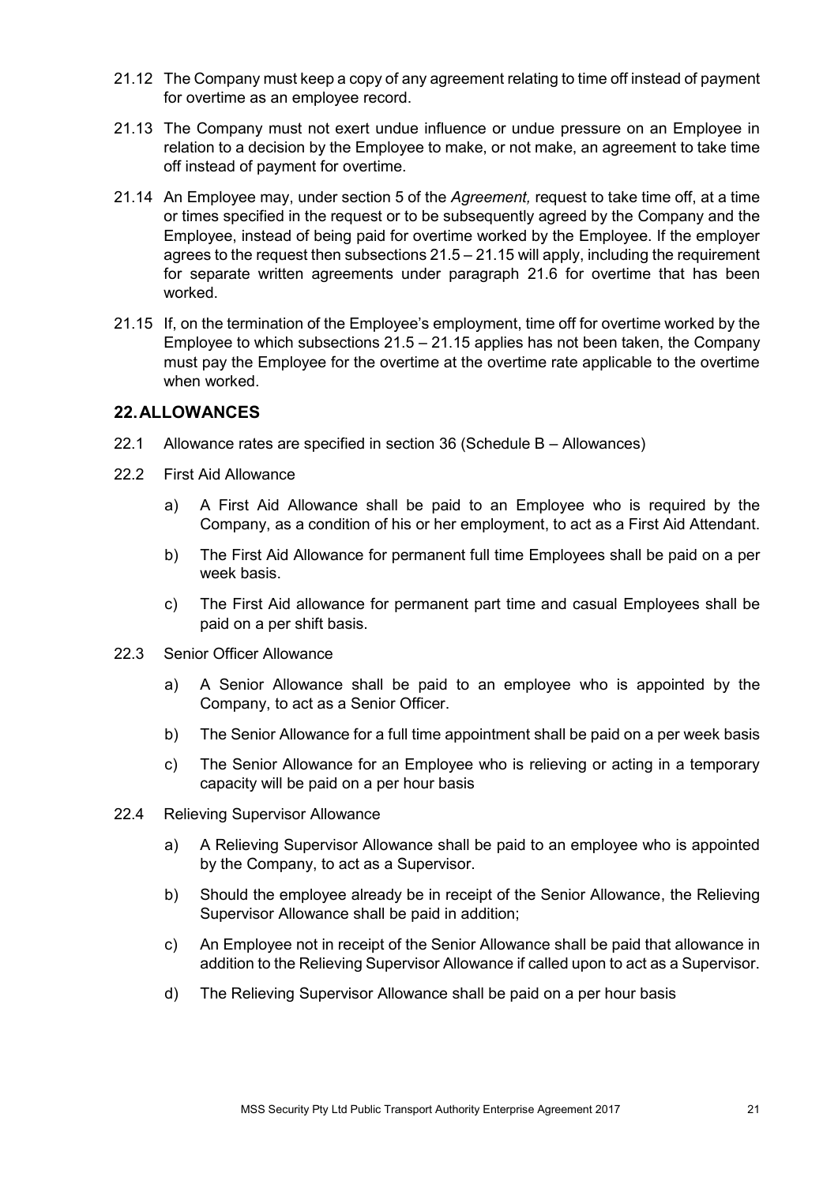21.12 The Company must keep a copy of any agreement relating to time off instead of payment for overtime as an employee record.

21.13 The Company must not exert undue influence or undue pressure on an Employee in relation to a decision by the Employee to make, or not make, an agreement to take time off instead of payment for overtime.

21.14 An Employee may, under section 5 of the *Agreement,* request to take time off, at a time or times specified in the request or to be subsequently agreed by the Company and the Employee, instead of being paid for overtime worked by the Employee. If the employer agrees to the request then subsections 21.5 – 21.15 will apply, including the requirement for separate written agreements under paragraph 21.6 for overtime that has been worked.

21.15 If, on the termination of the Employee's employment, time off for overtime worked by the Employee to which subsections 21.5 – 21.15 applies has not been taken, the Company must pay the Employee for the overtime at the overtime rate applicable to the overtime when worked.

## 22. ALLOWANCES

22.1 Allowance rates are specified in section 36 (Schedule B – Allowances)

22.2 First Aid Allowance

a) A First Aid Allowance shall be paid to an Employee who is required by the Company, as a condition of his or her employment, to act as a First Aid Attendant.

b) The First Aid Allowance for permanent full time Employees shall be paid on a per week basis.

c) The First Aid allowance for permanent part time and casual Employees shall be paid on a per shift basis.

22.3 Senior Officer Allowance

a) A Senior Allowance shall be paid to an employee who is appointed by the Company, to act as a Senior Officer.

b) The Senior Allowance for a full time appointment shall be paid on a per week basis

c) The Senior Allowance for an Employee who is relieving or acting in a temporary capacity will be paid on a per hour basis

22.4 Relieving Supervisor Allowance

a) A Relieving Supervisor Allowance shall be paid to an employee who is appointed by the Company, to act as a Supervisor.

b) Should the employee already be in receipt of the Senior Allowance, the Relieving Supervisor Allowance shall be paid in addition;

c) An Employee not in receipt of the Senior Allowance shall be paid that allowance in addition to the Relieving Supervisor Allowance if called upon to act as a Supervisor.

d) The Relieving Supervisor Allowance shall be paid on a per hour basis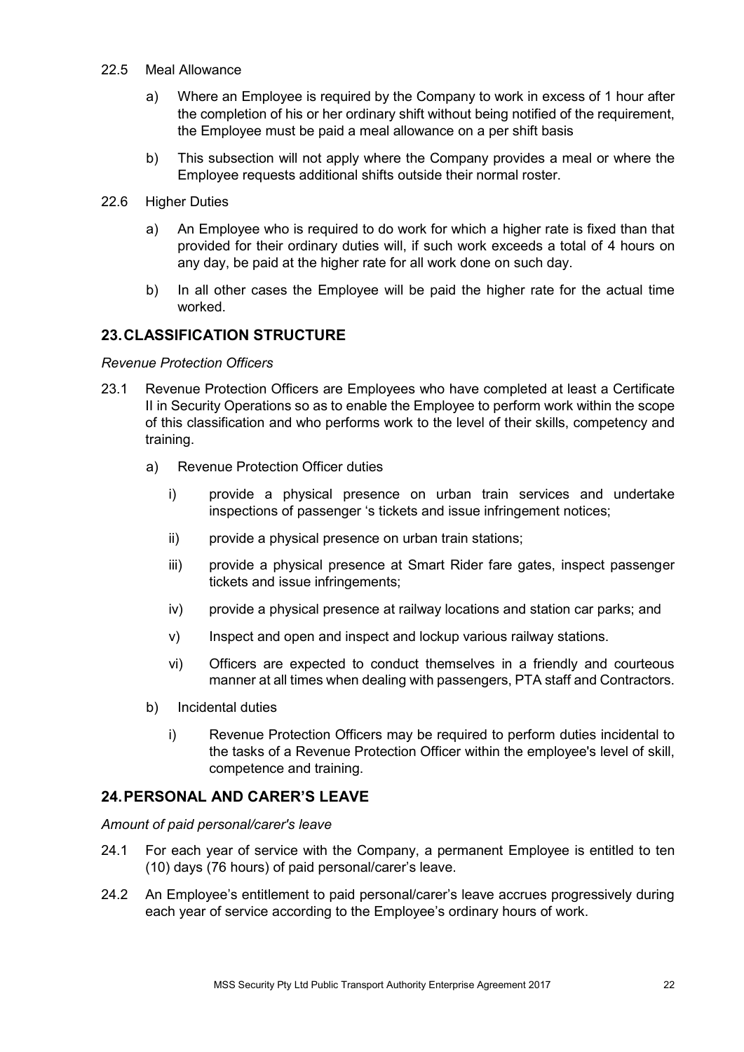22.5 Meal Allowance

a) Where an Employee is required by the Company to work in excess of 1 hour after the completion of his or her ordinary shift without being notified of the requirement, the Employee must be paid a meal allowance on a per shift basis

b) This subsection will not apply where the Company provides a meal or where the Employee requests additional shifts outside their normal roster.

22.6 Higher Duties

a) An Employee who is required to do work for which a higher rate is fixed than that provided for their ordinary duties will, if such work exceeds a total of 4 hours on any day, be paid at the higher rate for all work done on such day.

b) In all other cases the Employee will be paid the higher rate for the actual time worked.

## 23. CLASSIFICATION STRUCTURE

*Revenue Protection Officers*

23.1 Revenue Protection Officers are Employees who have completed at least a Certificate II in Security Operations so as to enable the Employee to perform work within the scope of this classification and who performs work to the level of their skills, competency and training.

a) Revenue Protection Officer duties

i) provide a physical presence on urban train services and undertake inspections of passenger 's tickets and issue infringement notices;

ii) provide a physical presence on urban train stations;

iii) provide a physical presence at Smart Rider fare gates, inspect passenger tickets and issue infringements;

iv) provide a physical presence at railway locations and station car parks; and

v) Inspect and open and inspect and lockup various railway stations.

vi) Officers are expected to conduct themselves in a friendly and courteous manner at all times when dealing with passengers, PTA staff and Contractors.

b) Incidental duties

i) Revenue Protection Officers may be required to perform duties incidental to the tasks of a Revenue Protection Officer within the employee's level of skill, competence and training.

## 24. PERSONAL AND CARER'S LEAVE

*Amount of paid personal/carer's leave*

24.1 For each year of service with the Company, a permanent Employee is entitled to ten (10) days (76 hours) of paid personal/carer's leave.

24.2 An Employee's entitlement to paid personal/carer's leave accrues progressively during each year of service according to the Employee's ordinary hours of work.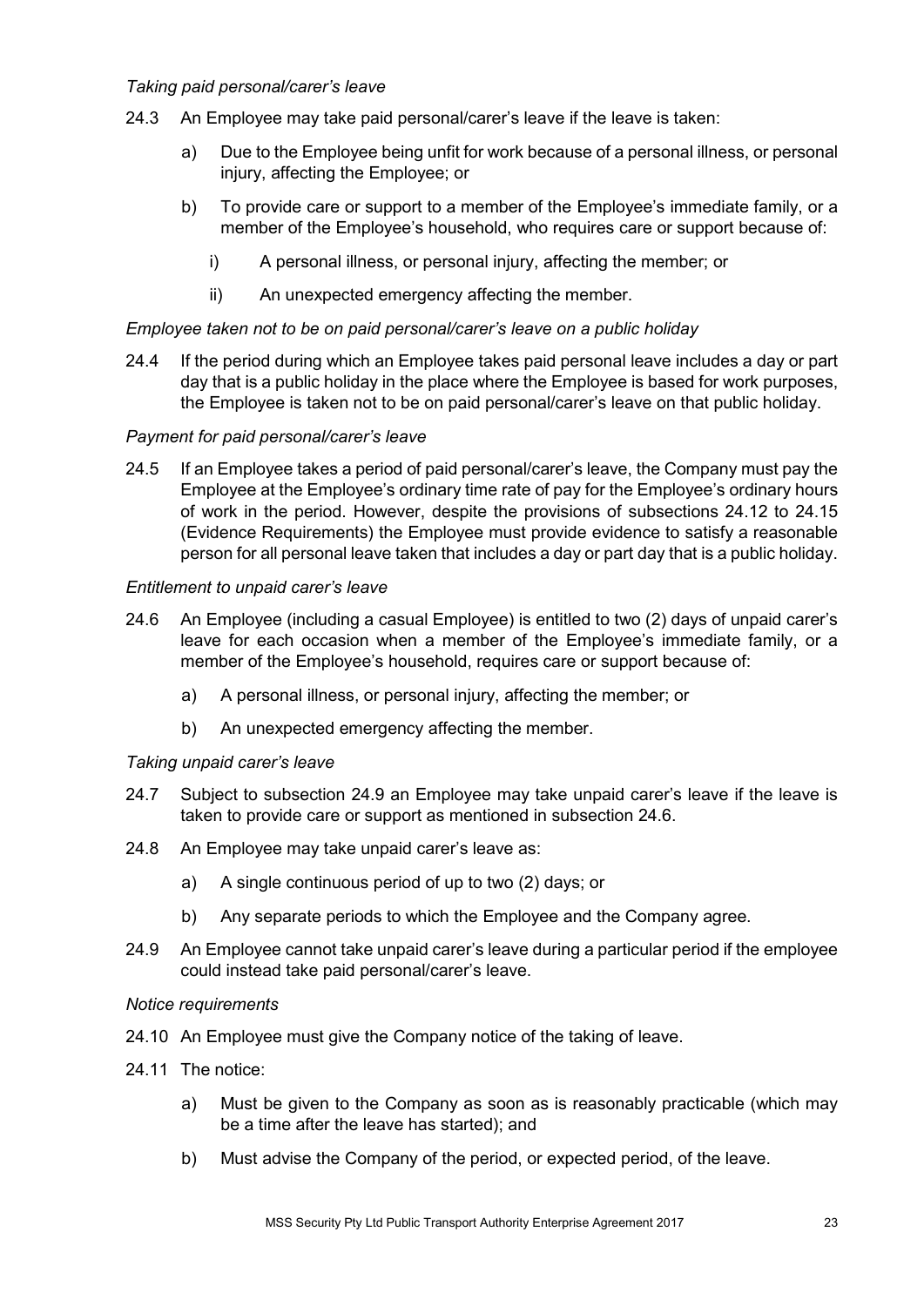*Taking paid personal/carer's leave*

24.3 An Employee may take paid personal/carer's leave if the leave is taken:

a) Due to the Employee being unfit for work because of a personal illness, or personal injury, affecting the Employee; or

b) To provide care or support to a member of the Employee's immediate family, or a member of the Employee's household, who requires care or support because of:

i) A personal illness, or personal injury, affecting the member; or

ii) An unexpected emergency affecting the member.

*Employee taken not to be on paid personal/carer's leave on a public holiday*

24.4 If the period during which an Employee takes paid personal leave includes a day or part day that is a public holiday in the place where the Employee is based for work purposes, the Employee is taken not to be on paid personal/carer's leave on that public holiday.

*Payment for paid personal/carer's leave*

24.5 If an Employee takes a period of paid personal/carer's leave, the Company must pay the Employee at the Employee's ordinary time rate of pay for the Employee's ordinary hours of work in the period. However, despite the provisions of subsections 24.12 to 24.15 (Evidence Requirements) the Employee must provide evidence to satisfy a reasonable person for all personal leave taken that includes a day or part day that is a public holiday.

*Entitlement to unpaid carer's leave*

24.6 An Employee (including a casual Employee) is entitled to two (2) days of unpaid carer's leave for each occasion when a member of the Employee's immediate family, or a member of the Employee's household, requires care or support because of:

a) A personal illness, or personal injury, affecting the member; or

b) An unexpected emergency affecting the member.

*Taking unpaid carer's leave*

24.7 Subject to subsection 24.9 an Employee may take unpaid carer's leave if the leave is taken to provide care or support as mentioned in subsection 24.6.

24.8 An Employee may take unpaid carer's leave as:

a) A single continuous period of up to two (2) days; or

b) Any separate periods to which the Employee and the Company agree.

24.9 An Employee cannot take unpaid carer's leave during a particular period if the employee could instead take paid personal/carer's leave.

*Notice requirements*

24.10 An Employee must give the Company notice of the taking of leave.

24.11 The notice:

a) Must be given to the Company as soon as is reasonably practicable (which may be a time after the leave has started); and

b) Must advise the Company of the period, or expected period, of the leave.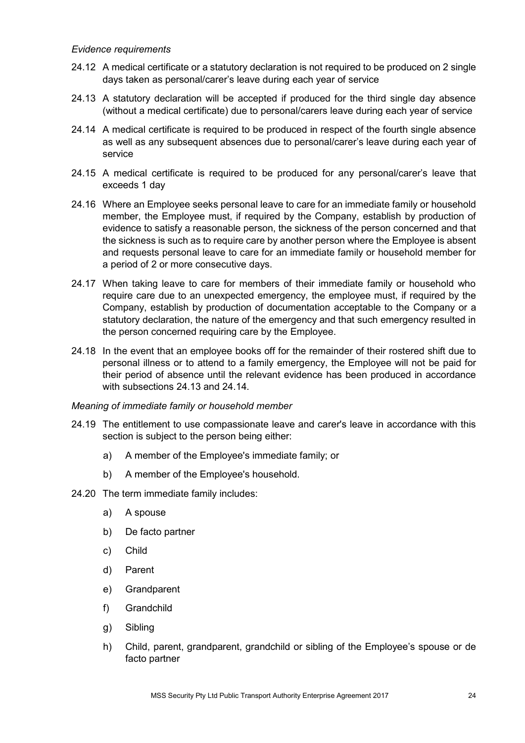*Evidence requirements*

24.12 A medical certificate or a statutory declaration is not required to be produced on 2 single days taken as personal/carer's leave during each year of service

24.13 A statutory declaration will be accepted if produced for the third single day absence (without a medical certificate) due to personal/carers leave during each year of service

24.14 A medical certificate is required to be produced in respect of the fourth single absence as well as any subsequent absences due to personal/carer's leave during each year of service

24.15 A medical certificate is required to be produced for any personal/carer's leave that exceeds 1 day

24.16 Where an Employee seeks personal leave to care for an immediate family or household member, the Employee must, if required by the Company, establish by production of evidence to satisfy a reasonable person, the sickness of the person concerned and that the sickness is such as to require care by another person where the Employee is absent and requests personal leave to care for an immediate family or household member for a period of 2 or more consecutive days.

24.17 When taking leave to care for members of their immediate family or household who require care due to an unexpected emergency, the employee must, if required by the Company, establish by production of documentation acceptable to the Company or a statutory declaration, the nature of the emergency and that such emergency resulted in the person concerned requiring care by the Employee.

24.18 In the event that an employee books off for the remainder of their rostered shift due to personal illness or to attend to a family emergency, the Employee will not be paid for their period of absence until the relevant evidence has been produced in accordance with subsections 24.13 and 24.14.

*Meaning of immediate family or household member*

24.19 The entitlement to use compassionate leave and carer's leave in accordance with this section is subject to the person being either:

a) A member of the Employee's immediate family; or

b) A member of the Employee's household.

24.20 The term immediate family includes:

a) A spouse

b) De facto partner

c) Child

d) Parent

e) Grandparent

f) Grandchild

g) Sibling

h) Child, parent, grandparent, grandchild or sibling of the Employee's spouse or de facto partner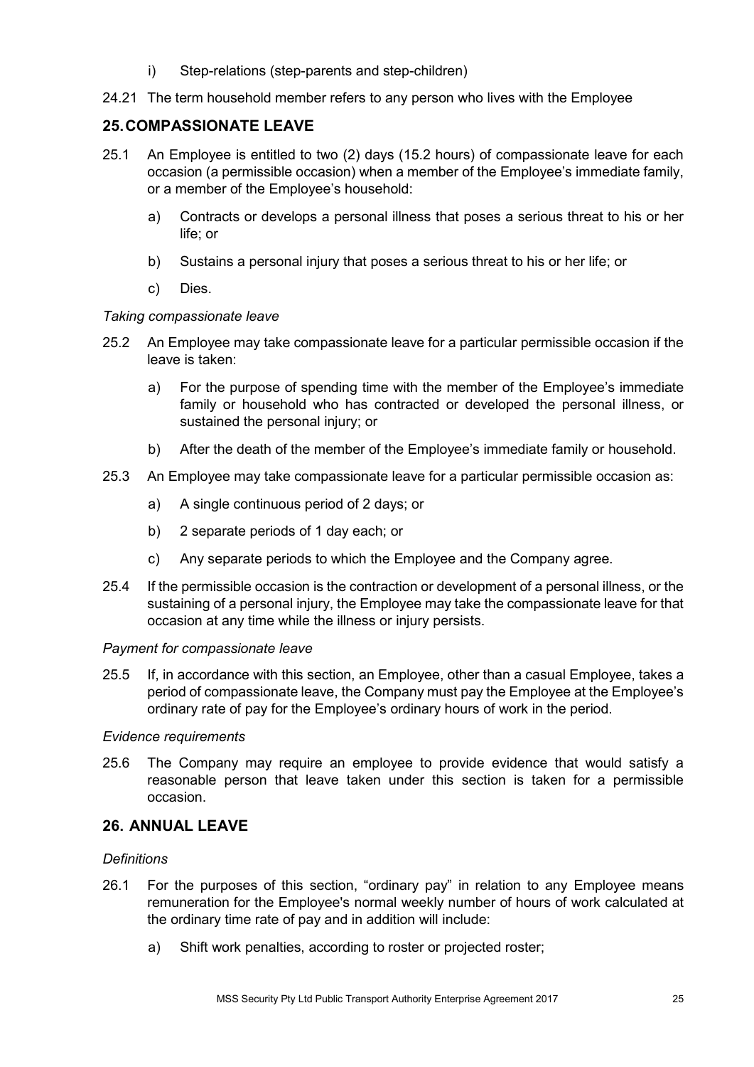i) Step-relations (step-parents and step-children)

24.21 The term household member refers to any person who lives with the Employee

## 25. COMPASSIONATE LEAVE

25.1 An Employee is entitled to two (2) days (15.2 hours) of compassionate leave for each occasion (a permissible occasion) when a member of the Employee's immediate family, or a member of the Employee's household:

a) Contracts or develops a personal illness that poses a serious threat to his or her life; or

b) Sustains a personal injury that poses a serious threat to his or her life; or

c) Dies.

*Taking compassionate leave*

25.2 An Employee may take compassionate leave for a particular permissible occasion if the leave is taken:

a) For the purpose of spending time with the member of the Employee's immediate family or household who has contracted or developed the personal illness, or sustained the personal injury; or

b) After the death of the member of the Employee's immediate family or household.

25.3 An Employee may take compassionate leave for a particular permissible occasion as:

a) A single continuous period of 2 days; or

b) 2 separate periods of 1 day each; or

c) Any separate periods to which the Employee and the Company agree.

25.4 If the permissible occasion is the contraction or development of a personal illness, or the sustaining of a personal injury, the Employee may take the compassionate leave for that occasion at any time while the illness or injury persists.

*Payment for compassionate leave*

25.5 If, in accordance with this section, an Employee, other than a casual Employee, takes a period of compassionate leave, the Company must pay the Employee at the Employee's ordinary rate of pay for the Employee's ordinary hours of work in the period.

*Evidence requirements*

25.6 The Company may require an employee to provide evidence that would satisfy a reasonable person that leave taken under this section is taken for a permissible occasion.

## 26. ANNUAL LEAVE

*Definitions*

26.1 For the purposes of this section, "ordinary pay" in relation to any Employee means remuneration for the Employee's normal weekly number of hours of work calculated at the ordinary time rate of pay and in addition will include:

a) Shift work penalties, according to roster or projected roster;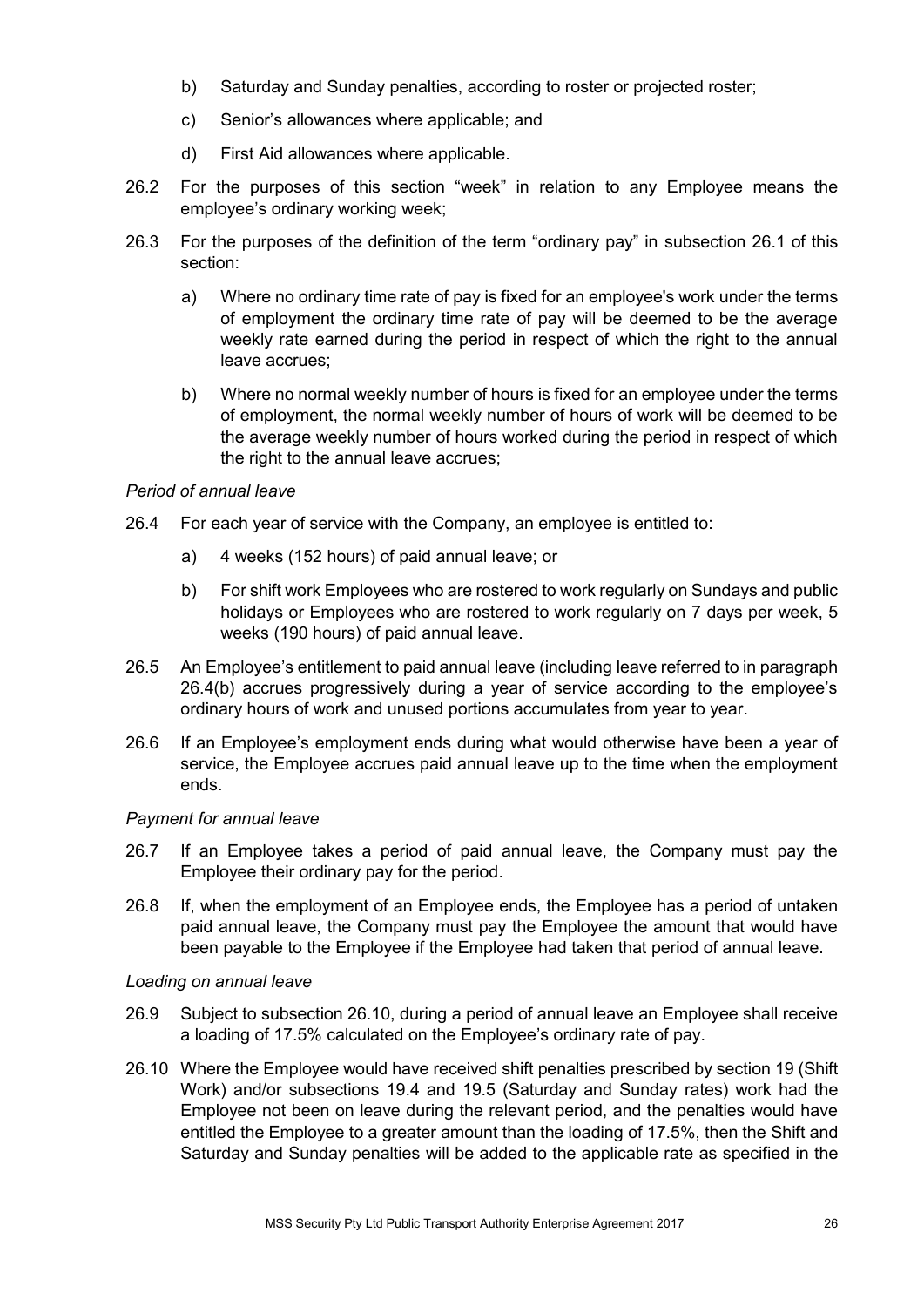b) Saturday and Sunday penalties, according to roster or projected roster;

c) Senior's allowances where applicable; and

d) First Aid allowances where applicable.

26.2 For the purposes of this section "week" in relation to any Employee means the employee's ordinary working week;

26.3 For the purposes of the definition of the term "ordinary pay" in subsection 26.1 of this section:

a) Where no ordinary time rate of pay is fixed for an employee's work under the terms of employment the ordinary time rate of pay will be deemed to be the average weekly rate earned during the period in respect of which the right to the annual leave accrues;

b) Where no normal weekly number of hours is fixed for an employee under the terms of employment, the normal weekly number of hours of work will be deemed to be the average weekly number of hours worked during the period in respect of which the right to the annual leave accrues;

*Period of annual leave*

26.4 For each year of service with the Company, an employee is entitled to:

a) 4 weeks (152 hours) of paid annual leave; or

b) For shift work Employees who are rostered to work regularly on Sundays and public holidays or Employees who are rostered to work regularly on 7 days per week, 5 weeks (190 hours) of paid annual leave.

26.5 An Employee's entitlement to paid annual leave (including leave referred to in paragraph 26.4(b) accrues progressively during a year of service according to the employee's ordinary hours of work and unused portions accumulates from year to year.

26.6 If an Employee's employment ends during what would otherwise have been a year of service, the Employee accrues paid annual leave up to the time when the employment ends.

*Payment for annual leave*

26.7 If an Employee takes a period of paid annual leave, the Company must pay the Employee their ordinary pay for the period.

26.8 If, when the employment of an Employee ends, the Employee has a period of untaken paid annual leave, the Company must pay the Employee the amount that would have been payable to the Employee if the Employee had taken that period of annual leave.

*Loading on annual leave*

26.9 Subject to subsection 26.10, during a period of annual leave an Employee shall receive a loading of 17.5% calculated on the Employee's ordinary rate of pay.

26.10 Where the Employee would have received shift penalties prescribed by section 19 (Shift Work) and/or subsections 19.4 and 19.5 (Saturday and Sunday rates) work had the Employee not been on leave during the relevant period, and the penalties would have entitled the Employee to a greater amount than the loading of 17.5%, then the Shift and Saturday and Sunday penalties will be added to the applicable rate as specified in the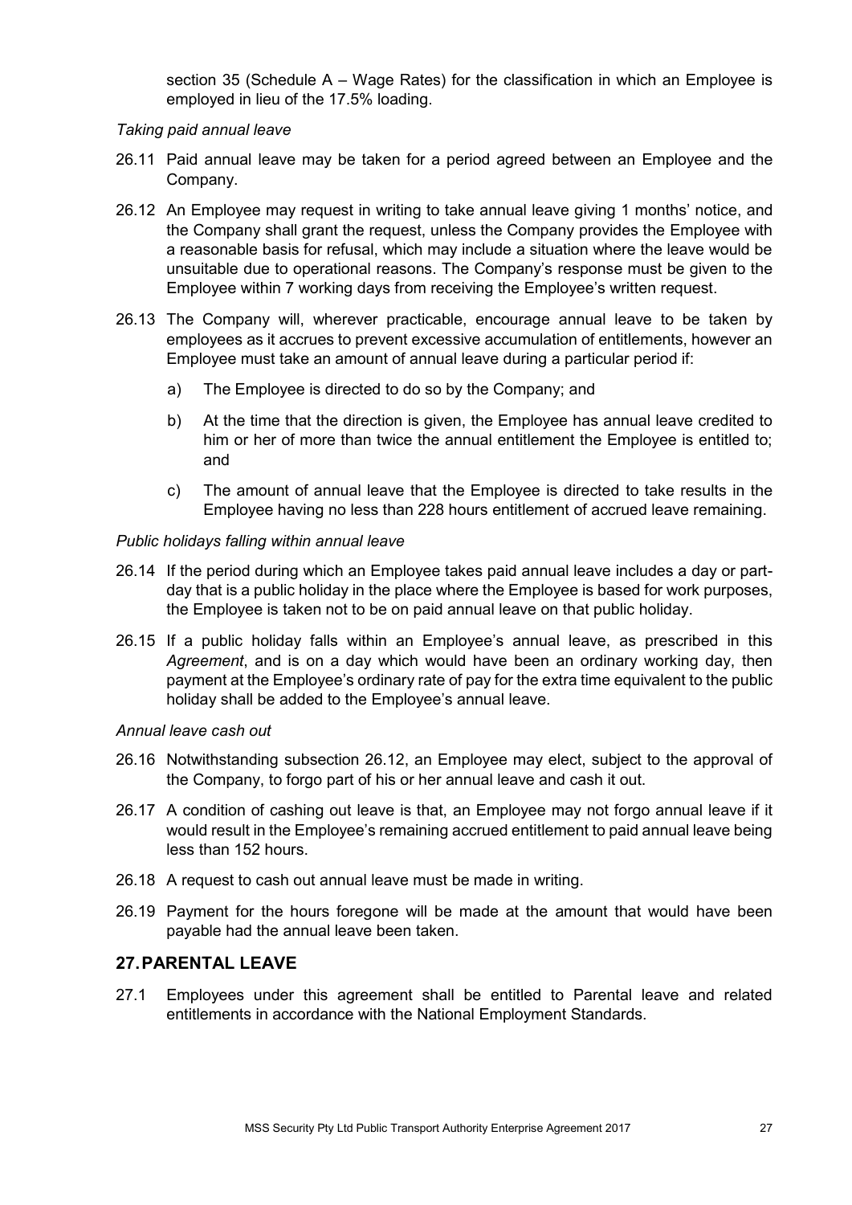section 35 (Schedule A – Wage Rates) for the classification in which an Employee is employed in lieu of the 17.5% loading.

*Taking paid annual leave*

26.11 Paid annual leave may be taken for a period agreed between an Employee and the Company.

26.12 An Employee may request in writing to take annual leave giving 1 months' notice, and the Company shall grant the request, unless the Company provides the Employee with a reasonable basis for refusal, which may include a situation where the leave would be unsuitable due to operational reasons. The Company's response must be given to the Employee within 7 working days from receiving the Employee's written request.

26.13 The Company will, wherever practicable, encourage annual leave to be taken by employees as it accrues to prevent excessive accumulation of entitlements, however an Employee must take an amount of annual leave during a particular period if:

a) The Employee is directed to do so by the Company; and

b) At the time that the direction is given, the Employee has annual leave credited to him or her of more than twice the annual entitlement the Employee is entitled to; and

c) The amount of annual leave that the Employee is directed to take results in the Employee having no less than 228 hours entitlement of accrued leave remaining.

*Public holidays falling within annual leave*

26.14 If the period during which an Employee takes paid annual leave includes a day or part-day that is a public holiday in the place where the Employee is based for work purposes, the Employee is taken not to be on paid annual leave on that public holiday.

26.15 If a public holiday falls within an Employee's annual leave, as prescribed in this *Agreement*, and is on a day which would have been an ordinary working day, then payment at the Employee's ordinary rate of pay for the extra time equivalent to the public holiday shall be added to the Employee's annual leave.

*Annual leave cash out*

26.16 Notwithstanding subsection 26.12, an Employee may elect, subject to the approval of the Company, to forgo part of his or her annual leave and cash it out.

26.17 A condition of cashing out leave is that, an Employee may not forgo annual leave if it would result in the Employee's remaining accrued entitlement to paid annual leave being less than 152 hours.

26.18 A request to cash out annual leave must be made in writing.

26.19 Payment for the hours foregone will be made at the amount that would have been payable had the annual leave been taken.

## 27. PARENTAL LEAVE

27.1 Employees under this agreement shall be entitled to Parental leave and related entitlements in accordance with the National Employment Standards.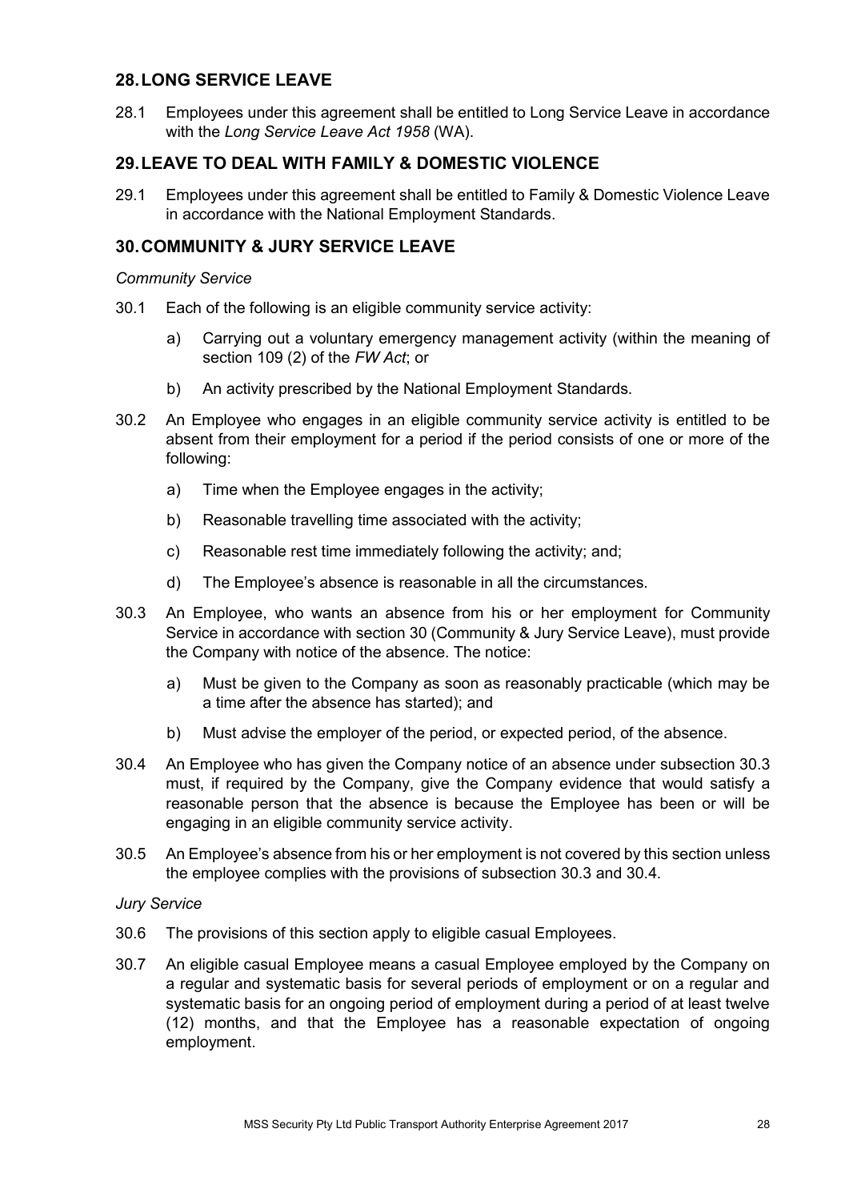## 28. LONG SERVICE LEAVE

28.1 Employees under this agreement shall be entitled to Long Service Leave in accordance with the *Long Service Leave Act 1958* (WA).

## 29. LEAVE TO DEAL WITH FAMILY & DOMESTIC VIOLENCE

29.1 Employees under this agreement shall be entitled to Family & Domestic Violence Leave in accordance with the National Employment Standards.

## 30. COMMUNITY & JURY SERVICE LEAVE

*Community Service*

30.1 Each of the following is an eligible community service activity:

a) Carrying out a voluntary emergency management activity (within the meaning of section 109 (2) of the *FW Act*; or

b) An activity prescribed by the National Employment Standards.

30.2 An Employee who engages in an eligible community service activity is entitled to be absent from their employment for a period if the period consists of one or more of the following:

a) Time when the Employee engages in the activity;

b) Reasonable travelling time associated with the activity;

c) Reasonable rest time immediately following the activity; and;

d) The Employee's absence is reasonable in all the circumstances.

30.3 An Employee, who wants an absence from his or her employment for Community Service in accordance with section 30 (Community & Jury Service Leave), must provide the Company with notice of the absence. The notice:

a) Must be given to the Company as soon as reasonably practicable (which may be a time after the absence has started); and

b) Must advise the employer of the period, or expected period, of the absence.

30.4 An Employee who has given the Company notice of an absence under subsection 30.3 must, if required by the Company, give the Company evidence that would satisfy a reasonable person that the absence is because the Employee has been or will be engaging in an eligible community service activity.

30.5 An Employee's absence from his or her employment is not covered by this section unless the employee complies with the provisions of subsection 30.3 and 30.4.

*Jury Service*

30.6 The provisions of this section apply to eligible casual Employees.

30.7 An eligible casual Employee means a casual Employee employed by the Company on a regular and systematic basis for several periods of employment or on a regular and systematic basis for an ongoing period of employment during a period of at least twelve (12) months, and that the Employee has a reasonable expectation of ongoing employment.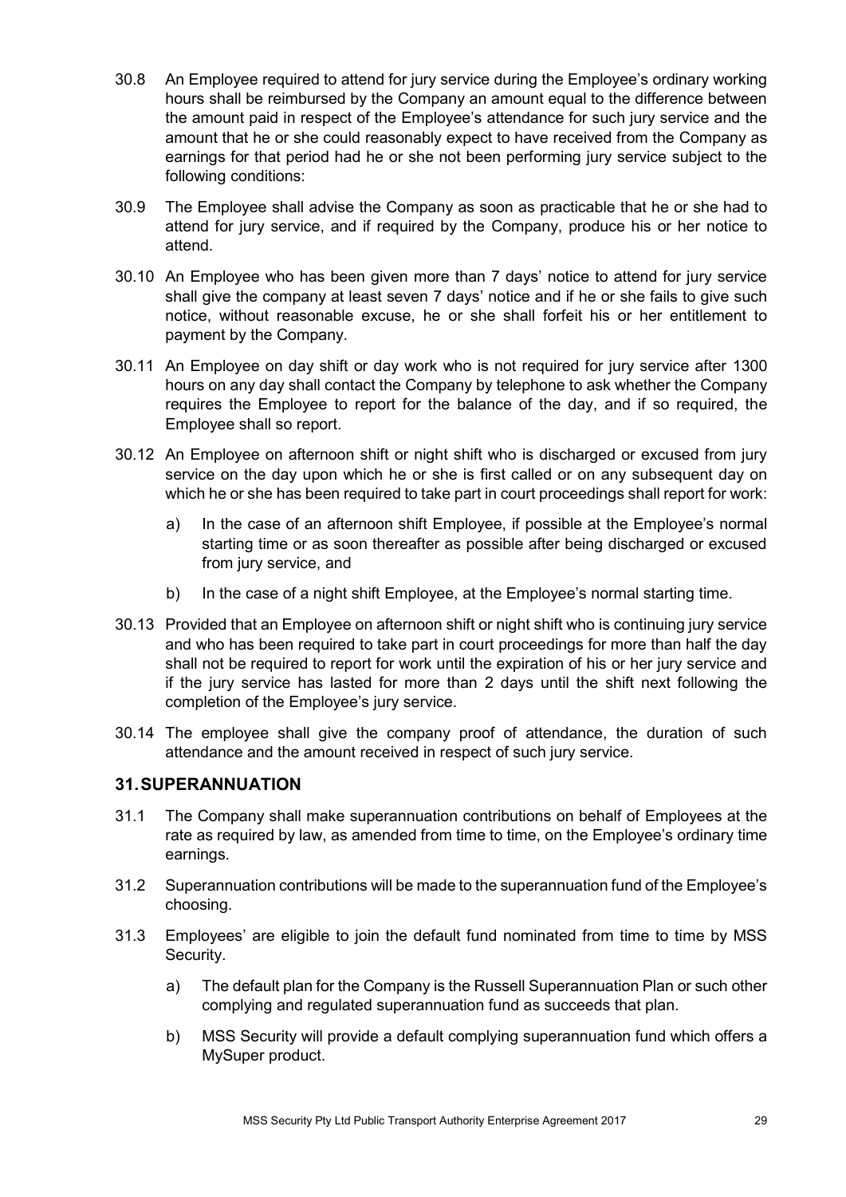30.8 An Employee required to attend for jury service during the Employee's ordinary working hours shall be reimbursed by the Company an amount equal to the difference between the amount paid in respect of the Employee's attendance for such jury service and the amount that he or she could reasonably expect to have received from the Company as earnings for that period had he or she not been performing jury service subject to the following conditions:

30.9 The Employee shall advise the Company as soon as practicable that he or she had to attend for jury service, and if required by the Company, produce his or her notice to attend.

30.10 An Employee who has been given more than 7 days' notice to attend for jury service shall give the company at least seven 7 days' notice and if he or she fails to give such notice, without reasonable excuse, he or she shall forfeit his or her entitlement to payment by the Company.

30.11 An Employee on day shift or day work who is not required for jury service after 1300 hours on any day shall contact the Company by telephone to ask whether the Company requires the Employee to report for the balance of the day, and if so required, the Employee shall so report.

30.12 An Employee on afternoon shift or night shift who is discharged or excused from jury service on the day upon which he or she is first called or on any subsequent day on which he or she has been required to take part in court proceedings shall report for work:

a) In the case of an afternoon shift Employee, if possible at the Employee's normal starting time or as soon thereafter as possible after being discharged or excused from jury service, and

b) In the case of a night shift Employee, at the Employee's normal starting time.

30.13 Provided that an Employee on afternoon shift or night shift who is continuing jury service and who has been required to take part in court proceedings for more than half the day shall not be required to report for work until the expiration of his or her jury service and if the jury service has lasted for more than 2 days until the shift next following the completion of the Employee's jury service.

30.14 The employee shall give the company proof of attendance, the duration of such attendance and the amount received in respect of such jury service.

## 31. SUPERANNUATION

31.1 The Company shall make superannuation contributions on behalf of Employees at the rate as required by law, as amended from time to time, on the Employee's ordinary time earnings.

31.2 Superannuation contributions will be made to the superannuation fund of the Employee's choosing.

31.3 Employees' are eligible to join the default fund nominated from time to time by MSS Security.

a) The default plan for the Company is the Russell Superannuation Plan or such other complying and regulated superannuation fund as succeeds that plan.

b) MSS Security will provide a default complying superannuation fund which offers a MySuper product.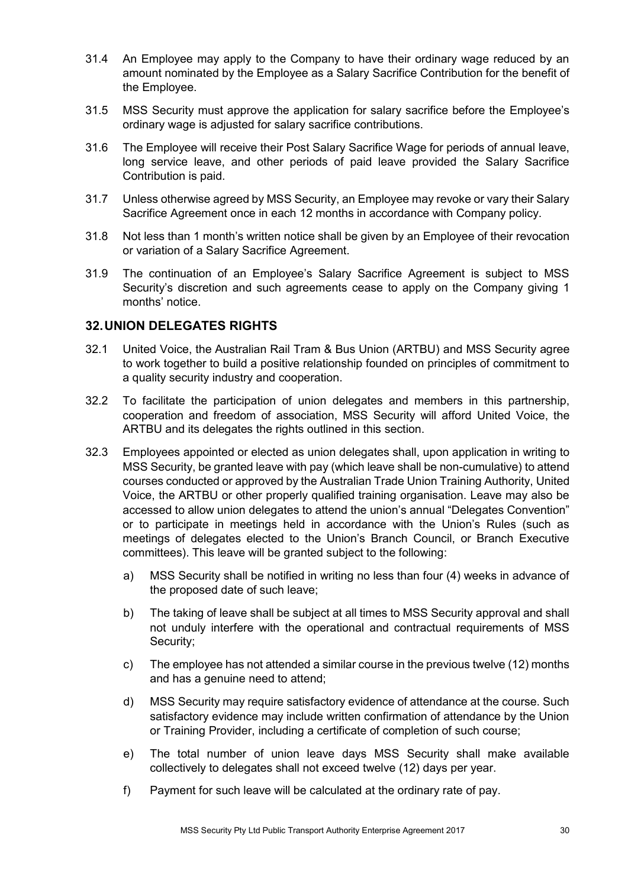31.4 An Employee may apply to the Company to have their ordinary wage reduced by an amount nominated by the Employee as a Salary Sacrifice Contribution for the benefit of the Employee.

31.5 MSS Security must approve the application for salary sacrifice before the Employee's ordinary wage is adjusted for salary sacrifice contributions.

31.6 The Employee will receive their Post Salary Sacrifice Wage for periods of annual leave, long service leave, and other periods of paid leave provided the Salary Sacrifice Contribution is paid.

31.7 Unless otherwise agreed by MSS Security, an Employee may revoke or vary their Salary Sacrifice Agreement once in each 12 months in accordance with Company policy.

31.8 Not less than 1 month's written notice shall be given by an Employee of their revocation or variation of a Salary Sacrifice Agreement.

31.9 The continuation of an Employee's Salary Sacrifice Agreement is subject to MSS Security's discretion and such agreements cease to apply on the Company giving 1 months' notice.

## 32. UNION DELEGATES RIGHTS

32.1 United Voice, the Australian Rail Tram & Bus Union (ARTBU) and MSS Security agree to work together to build a positive relationship founded on principles of commitment to a quality security industry and cooperation.

32.2 To facilitate the participation of union delegates and members in this partnership, cooperation and freedom of association, MSS Security will afford United Voice, the ARTBU and its delegates the rights outlined in this section.

32.3 Employees appointed or elected as union delegates shall, upon application in writing to MSS Security, be granted leave with pay (which leave shall be non-cumulative) to attend courses conducted or approved by the Australian Trade Union Training Authority, United Voice, the ARTBU or other properly qualified training organisation. Leave may also be accessed to allow union delegates to attend the union's annual "Delegates Convention" or to participate in meetings held in accordance with the Union's Rules (such as meetings of delegates elected to the Union's Branch Council, or Branch Executive committees). This leave will be granted subject to the following:

a) MSS Security shall be notified in writing no less than four (4) weeks in advance of the proposed date of such leave;

b) The taking of leave shall be subject at all times to MSS Security approval and shall not unduly interfere with the operational and contractual requirements of MSS Security;

c) The employee has not attended a similar course in the previous twelve (12) months and has a genuine need to attend;

d) MSS Security may require satisfactory evidence of attendance at the course. Such satisfactory evidence may include written confirmation of attendance by the Union or Training Provider, including a certificate of completion of such course;

e) The total number of union leave days MSS Security shall make available collectively to delegates shall not exceed twelve (12) days per year.

f) Payment for such leave will be calculated at the ordinary rate of pay.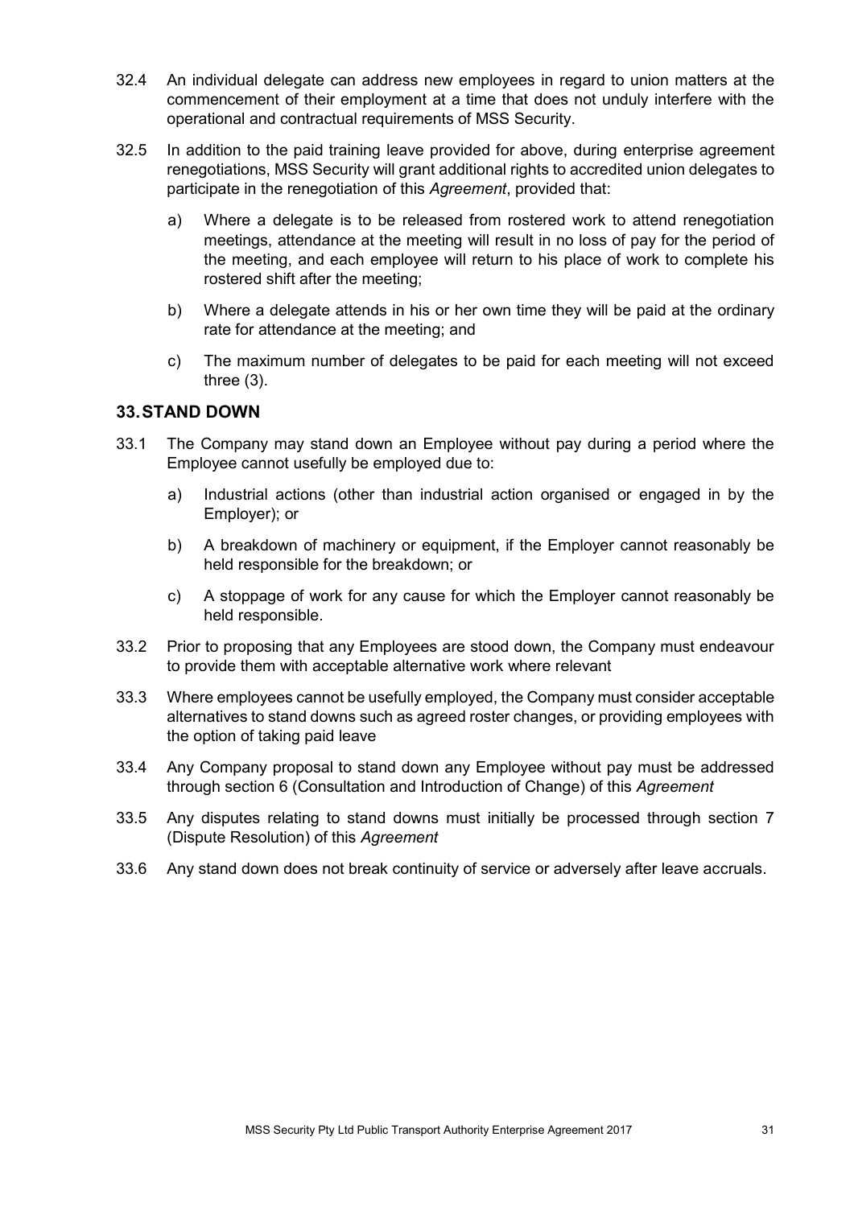32.4 An individual delegate can address new employees in regard to union matters at the commencement of their employment at a time that does not unduly interfere with the operational and contractual requirements of MSS Security.

32.5 In addition to the paid training leave provided for above, during enterprise agreement renegotiations, MSS Security will grant additional rights to accredited union delegates to participate in the renegotiation of this *Agreement*, provided that:

a) Where a delegate is to be released from rostered work to attend renegotiation meetings, attendance at the meeting will result in no loss of pay for the period of the meeting, and each employee will return to his place of work to complete his rostered shift after the meeting;

b) Where a delegate attends in his or her own time they will be paid at the ordinary rate for attendance at the meeting; and

c) The maximum number of delegates to be paid for each meeting will not exceed three (3).

## 33. STAND DOWN

33.1 The Company may stand down an Employee without pay during a period where the Employee cannot usefully be employed due to:

a) Industrial actions (other than industrial action organised or engaged in by the Employer); or

b) A breakdown of machinery or equipment, if the Employer cannot reasonably be held responsible for the breakdown; or

c) A stoppage of work for any cause for which the Employer cannot reasonably be held responsible.

33.2 Prior to proposing that any Employees are stood down, the Company must endeavour to provide them with acceptable alternative work where relevant

33.3 Where employees cannot be usefully employed, the Company must consider acceptable alternatives to stand downs such as agreed roster changes, or providing employees with the option of taking paid leave

33.4 Any Company proposal to stand down any Employee without pay must be addressed through section 6 (Consultation and Introduction of Change) of this *Agreement*

33.5 Any disputes relating to stand downs must initially be processed through section 7 (Dispute Resolution) of this *Agreement*

33.6 Any stand down does not break continuity of service or adversely after leave accruals.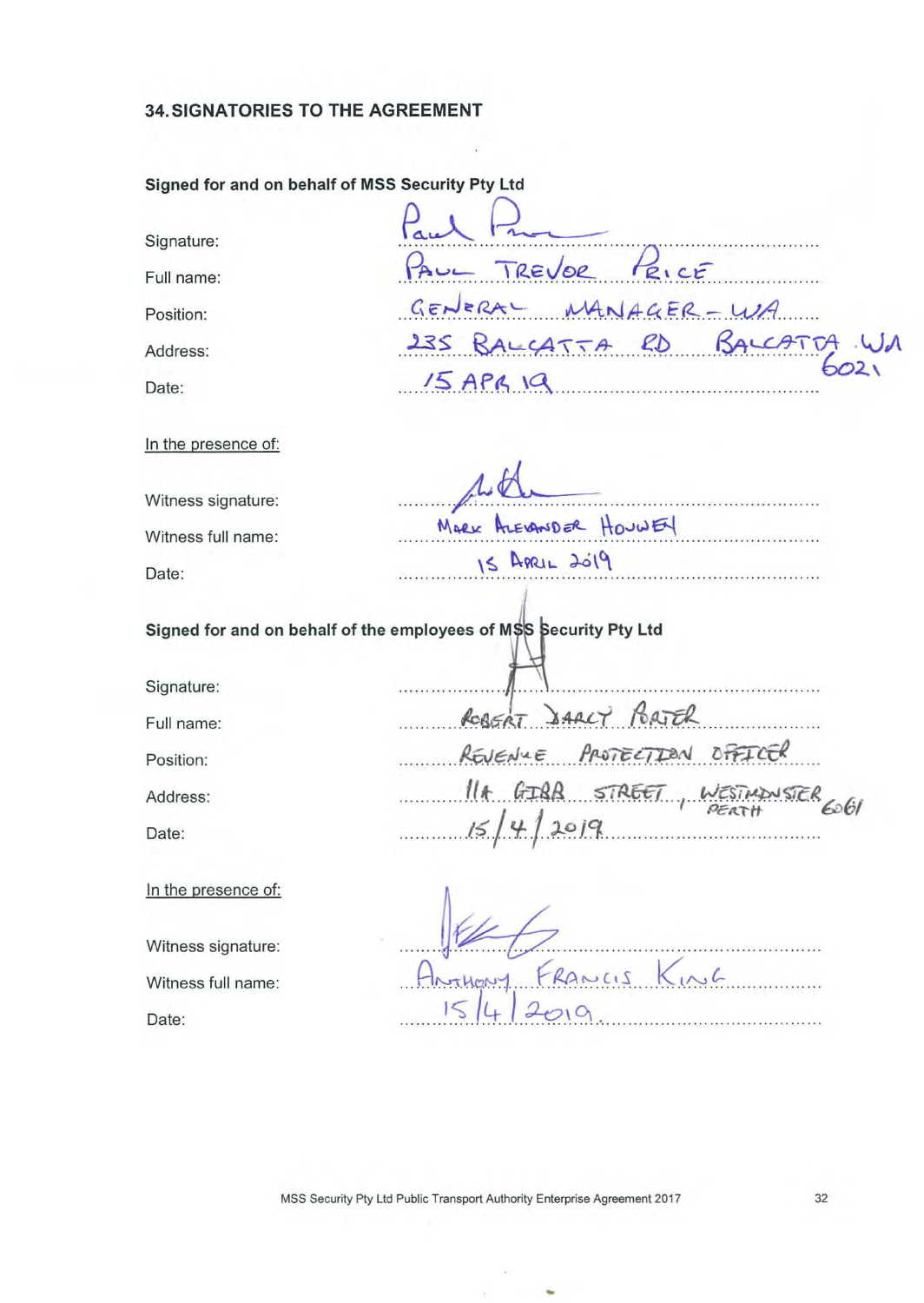## 34. SIGNATORIES TO THE AGREEMENT

**Signed for and on behalf of MSS Security Pty Ltd**

Signature: 

Full name: PAUL TREVOR PRICE

Position: GENERAL MANAGER - WA

Address: 235 BALCATTA RD BALCATTA WA 6021

Date: 15 APR 19

In the presence of:

Witness signature: 

Witness full name: MARK ALEXANDER HOUWEN

Date: 15 APRIL 2019

**Signed for and on behalf of the employees of MSS Security Pty Ltd**

Signature: 

Full name: ROBERT DARCY PORTER

Position: REVENUE PROTECTION OFFICER

Address: 11A GIBB STREET, WESTMINSTER PERTH 6061

Date: 15/4/2019

In the presence of:

Witness signature: 

Witness full name: ANTHONY FRANCIS KING

Date: 15/4/2019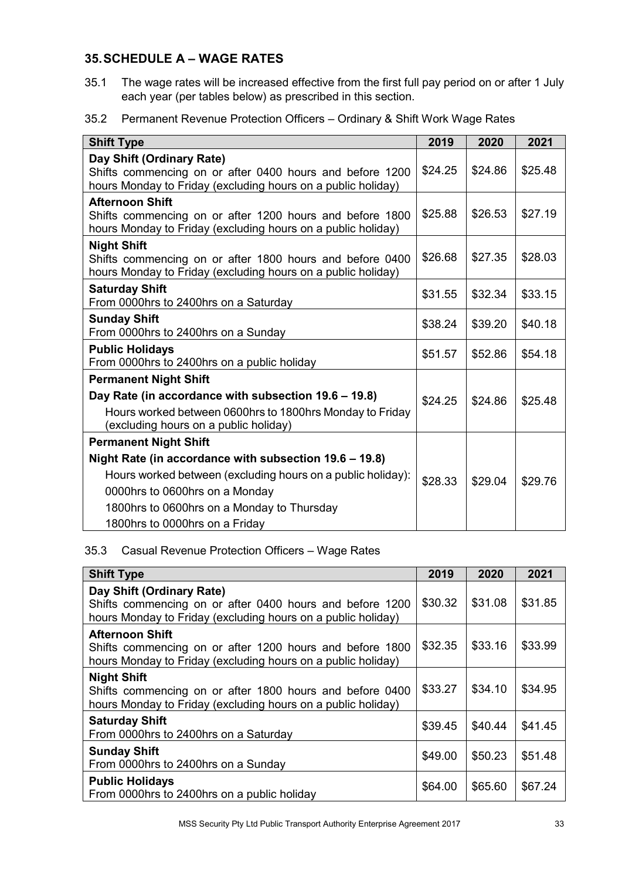## 35. SCHEDULE A – WAGE RATES

35.1 The wage rates will be increased effective from the first full pay period on or after 1 July each year (per tables below) as prescribed in this section.

35.2 Permanent Revenue Protection Officers – Ordinary & Shift Work Wage Rates

| Shift Type | 2019 | 2020 | 2021 |
|---|---|---|---|
| **Day Shift (Ordinary Rate)** Shifts commencing on or after 0400 hours and before 1200 hours Monday to Friday (excluding hours on a public holiday) | $24.25 | $24.86 | $25.48 |
| **Afternoon Shift** Shifts commencing on or after 1200 hours and before 1800 hours Monday to Friday (excluding hours on a public holiday) | $25.88 | $26.53 | $27.19 |
| **Night Shift** Shifts commencing on or after 1800 hours and before 0400 hours Monday to Friday (excluding hours on a public holiday) | $26.68 | $27.35 | $28.03 |
| **Saturday Shift** From 0000hrs to 2400hrs on a Saturday | $31.55 | $32.34 | $33.15 |
| **Sunday Shift** From 0000hrs to 2400hrs on a Sunday | $38.24 | $39.20 | $40.18 |
| **Public Holidays** From 0000hrs to 2400hrs on a public holiday | $51.57 | $52.86 | $54.18 |
| **Permanent Night Shift** **Day Rate (in accordance with subsection 19.6 – 19.8)** Hours worked between 0600hrs to 1800hrs Monday to Friday (excluding hours on a public holiday) | $24.25 | $24.86 | $25.48 |
| **Permanent Night Shift** **Night Rate (in accordance with subsection 19.6 – 19.8)** Hours worked between (excluding hours on a public holiday): 0000hrs to 0600hrs on a Monday; 1800hrs to 0600hrs on a Monday to Thursday; 1800hrs to 0000hrs on a Friday | $28.33 | $29.04 | $29.76 |

35.3 Casual Revenue Protection Officers – Wage Rates

| Shift Type | 2019 | 2020 | 2021 |
|---|---|---|---|
| **Day Shift (Ordinary Rate)** Shifts commencing on or after 0400 hours and before 1200 hours Monday to Friday (excluding hours on a public holiday) | $30.32 | $31.08 | $31.85 |
| **Afternoon Shift** Shifts commencing on or after 1200 hours and before 1800 hours Monday to Friday (excluding hours on a public holiday) | $32.35 | $33.16 | $33.99 |
| **Night Shift** Shifts commencing on or after 1800 hours and before 0400 hours Monday to Friday (excluding hours on a public holiday) | $33.27 | $34.10 | $34.95 |
| **Saturday Shift** From 0000hrs to 2400hrs on a Saturday | $39.45 | $40.44 | $41.45 |
| **Sunday Shift** From 0000hrs to 2400hrs on a Sunday | $49.00 | $50.23 | $51.48 |
| **Public Holidays** From 0000hrs to 2400hrs on a public holiday | $64.00 | $65.60 | $67.24 |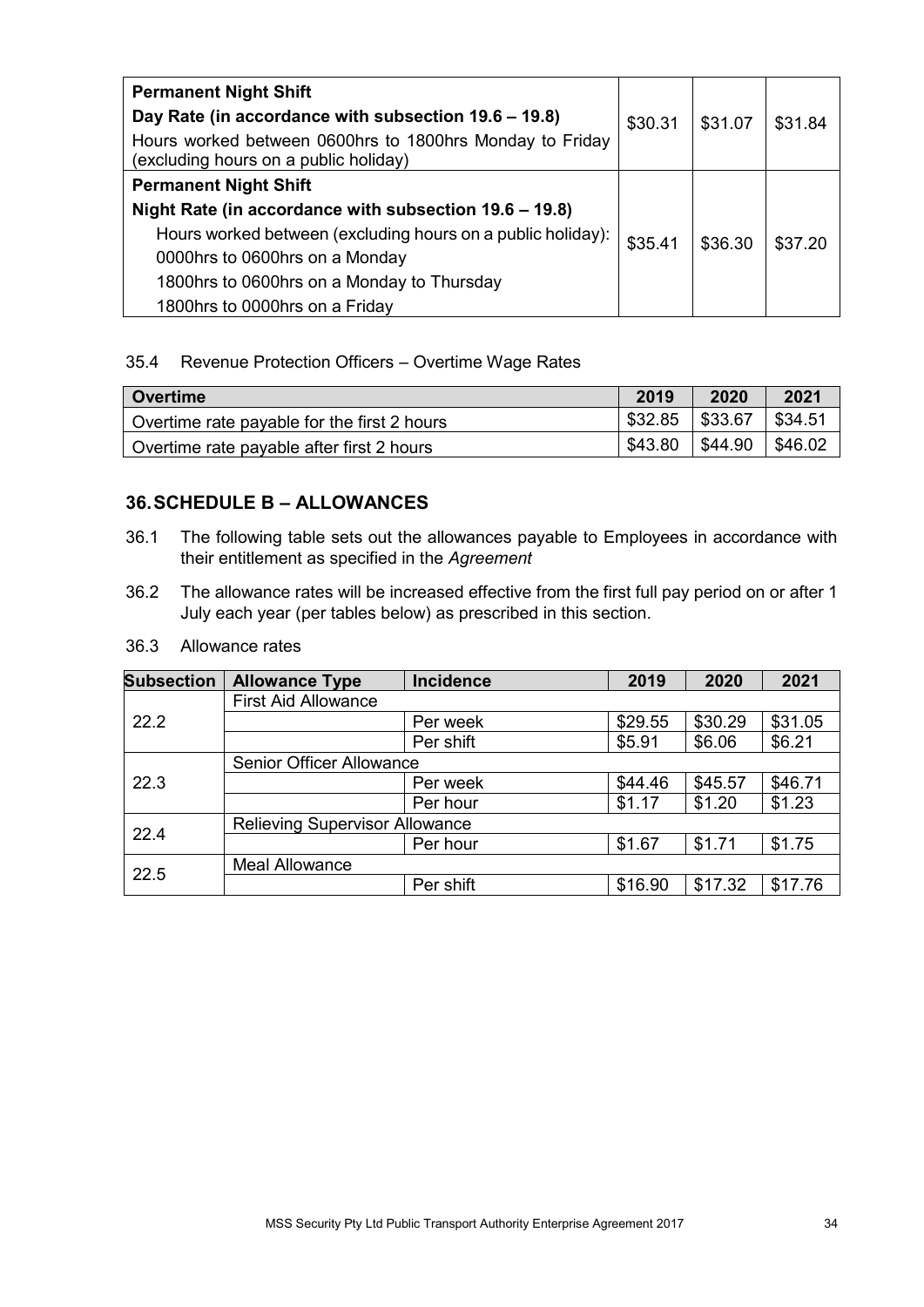| | | | |
|---|---|---|---|
| **Permanent Night Shift**<br>**Day Rate (in accordance with subsection 19.6 – 19.8)**<br>Hours worked between 0600hrs to 1800hrs Monday to Friday (excluding hours on a public holiday) | \$30.31 | \$31.07 | \$31.84 |
| **Permanent Night Shift**<br>**Night Rate (in accordance with subsection 19.6 – 19.8)**<br>Hours worked between (excluding hours on a public holiday):<br>0000hrs to 0600hrs on a Monday<br>1800hrs to 0600hrs on a Monday to Thursday<br>1800hrs to 0000hrs on a Friday | \$35.41 | \$36.30 | \$37.20 |

35.4 Revenue Protection Officers – Overtime Wage Rates

| **Overtime** | **2019** | **2020** | **2021** |
|---|---|---|---|
| Overtime rate payable for the first 2 hours | \$32.85 | \$33.67 | \$34.51 |
| Overtime rate payable after first 2 hours | \$43.80 | \$44.90 | \$46.02 |

## 36. SCHEDULE B – ALLOWANCES

36.1 The following table sets out the allowances payable to Employees in accordance with their entitlement as specified in the *Agreement*

36.2 The allowance rates will be increased effective from the first full pay period on or after 1 July each year (per tables below) as prescribed in this section.

36.3 Allowance rates

| **Subsection** | **Allowance Type** | **Incidence** | **2019** | **2020** | **2021** |
|---|---|---|---|---|---|
| 22.2 | First Aid Allowance | | | | |
| | | Per week | \$29.55 | \$30.29 | \$31.05 |
| | | Per shift | \$5.91 | \$6.06 | \$6.21 |
| 22.3 | Senior Officer Allowance | | | | |
| | | Per week | \$44.46 | \$45.57 | \$46.71 |
| | | Per hour | \$1.17 | \$1.20 | \$1.23 |
| 22.4 | Relieving Supervisor Allowance | | | | |
| | | Per hour | \$1.67 | \$1.71 | \$1.75 |
| 22.5 | Meal Allowance | | | | |
| | | Per shift | \$16.90 | \$17.32 | \$17.76 |